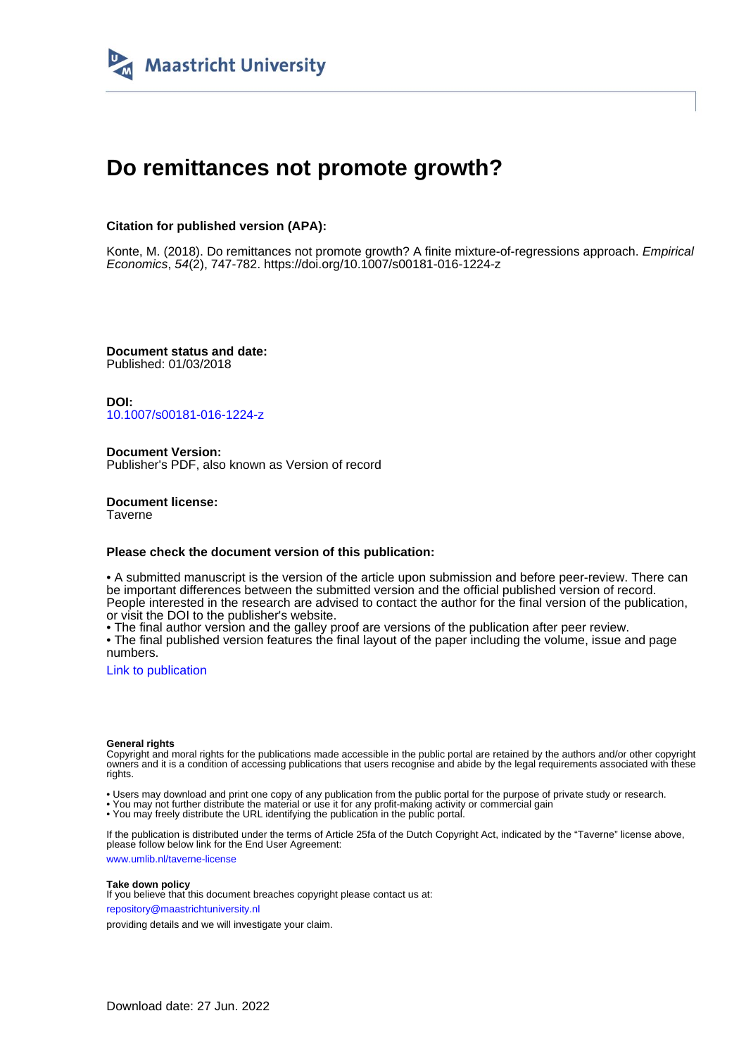Maastricht University

# Do remittances not promote growth?

### Citation for published version (APA):

Konte, M. (2018). Do remittances not promote growth? A finite mixture-of-regressions approach. *Empirical Economics*, *54*(2), 747-782. https://doi.org/10.1007/s00181-016-1224-z

**Document status and date:**
Published: 01/03/2018

**DOI:**
10.1007/s00181-016-1224-z

**Document Version:**
Publisher's PDF, also known as Version of record

**Document license:**
Taverne

### Please check the document version of this publication:

- A submitted manuscript is the version of the article upon submission and before peer-review. There can be important differences between the submitted version and the official published version of record. People interested in the research are advised to contact the author for the final version of the publication, or visit the DOI to the publisher's website.
- The final author version and the galley proof are versions of the publication after peer review.
- The final published version features the final layout of the paper including the volume, issue and page numbers.

Link to publication

**General rights**
Copyright and moral rights for the publications made accessible in the public portal are retained by the authors and/or other copyright owners and it is a condition of accessing publications that users recognise and abide by the legal requirements associated with these rights.

- Users may download and print one copy of any publication from the public portal for the purpose of private study or research.
- You may not further distribute the material or use it for any profit-making activity or commercial gain
- You may freely distribute the URL identifying the publication in the public portal.

If the publication is distributed under the terms of Article 25fa of the Dutch Copyright Act, indicated by the "Taverne" license above, please follow below link for the End User Agreement:

www.umlib.nl/taverne-license

**Take down policy**
If you believe that this document breaches copyright please contact us at:

repository@maastrichtuniversity.nl

providing details and we will investigate your claim.

Download date: 27 Jun. 2022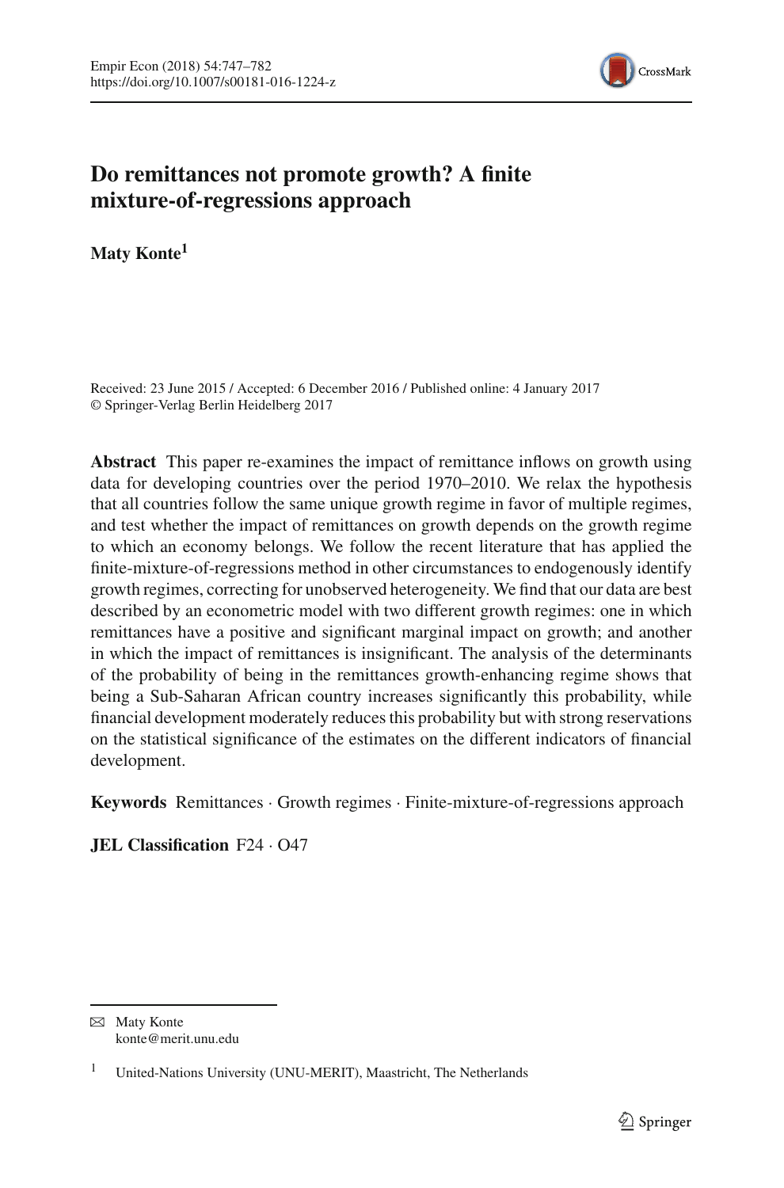# Do remittances not promote growth? A finite mixture-of-regressions approach

**Maty Konte**[1]

Received: 23 June 2015 / Accepted: 6 December 2016 / Published online: 4 January 2017
© Springer-Verlag Berlin Heidelberg 2017

**Abstract** This paper re-examines the impact of remittance inflows on growth using data for developing countries over the period 1970–2010. We relax the hypothesis that all countries follow the same unique growth regime in favor of multiple regimes, and test whether the impact of remittances on growth depends on the growth regime to which an economy belongs. We follow the recent literature that has applied the finite-mixture-of-regressions method in other circumstances to endogenously identify growth regimes, correcting for unobserved heterogeneity. We find that our data are best described by an econometric model with two different growth regimes: one in which remittances have a positive and significant marginal impact on growth; and another in which the impact of remittances is insignificant. The analysis of the determinants of the probability of being in the remittances growth-enhancing regime shows that being a Sub-Saharan African country increases significantly this probability, while financial development moderately reduces this probability but with strong reservations on the statistical significance of the estimates on the different indicators of financial development.

**Keywords** Remittances · Growth regimes · Finite-mixture-of-regressions approach

**JEL Classification** F24 · O47

---

✉ Maty Konte
konte@merit.unu.edu

[1] United-Nations University (UNU-MERIT), Maastricht, The Netherlands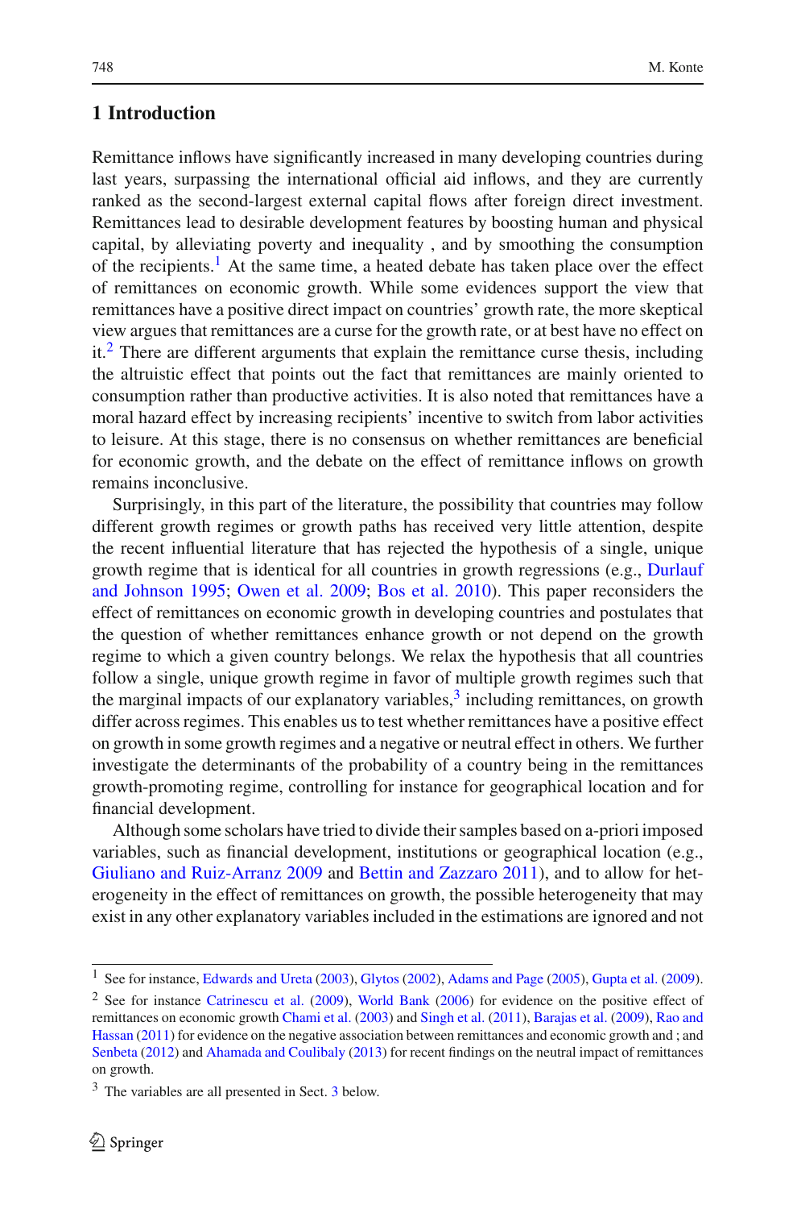## 1 Introduction

Remittance inflows have significantly increased in many developing countries during last years, surpassing the international official aid inflows, and they are currently ranked as the second-largest external capital flows after foreign direct investment. Remittances lead to desirable development features by boosting human and physical capital, by alleviating poverty and inequality , and by smoothing the consumption of the recipients.[1] At the same time, a heated debate has taken place over the effect of remittances on economic growth. While some evidences support the view that remittances have a positive direct impact on countries' growth rate, the more skeptical view argues that remittances are a curse for the growth rate, or at best have no effect on it.[2] There are different arguments that explain the remittance curse thesis, including the altruistic effect that points out the fact that remittances are mainly oriented to consumption rather than productive activities. It is also noted that remittances have a moral hazard effect by increasing recipients' incentive to switch from labor activities to leisure. At this stage, there is no consensus on whether remittances are beneficial for economic growth, and the debate on the effect of remittance inflows on growth remains inconclusive.

Surprisingly, in this part of the literature, the possibility that countries may follow different growth regimes or growth paths has received very little attention, despite the recent influential literature that has rejected the hypothesis of a single, unique growth regime that is identical for all countries in growth regressions (e.g., Durlauf and Johnson 1995; Owen et al. 2009; Bos et al. 2010). This paper reconsiders the effect of remittances on economic growth in developing countries and postulates that the question of whether remittances enhance growth or not depend on the growth regime to which a given country belongs. We relax the hypothesis that all countries follow a single, unique growth regime in favor of multiple growth regimes such that the marginal impacts of our explanatory variables,[3] including remittances, on growth differ across regimes. This enables us to test whether remittances have a positive effect on growth in some growth regimes and a negative or neutral effect in others. We further investigate the determinants of the probability of a country being in the remittances growth-promoting regime, controlling for instance for geographical location and for financial development.

Although some scholars have tried to divide their samples based on a-priori imposed variables, such as financial development, institutions or geographical location (e.g., Giuliano and Ruiz-Arranz 2009 and Bettin and Zazzaro 2011), and to allow for heterogeneity in the effect of remittances on growth, the possible heterogeneity that may exist in any other explanatory variables included in the estimations are ignored and not

---

[1] See for instance, Edwards and Ureta (2003), Glytos (2002), Adams and Page (2005), Gupta et al. (2009).

[2] See for instance Catrinescu et al. (2009), World Bank (2006) for evidence on the positive effect of remittances on economic growth Chami et al. (2003) and Singh et al. (2011), Barajas et al. (2009), Rao and Hassan (2011) for evidence on the negative association between remittances and economic growth and ; and Senbeta (2012) and Ahamada and Coulibaly (2013) for recent findings on the neutral impact of remittances on growth.

[3] The variables are all presented in Sect. 3 below.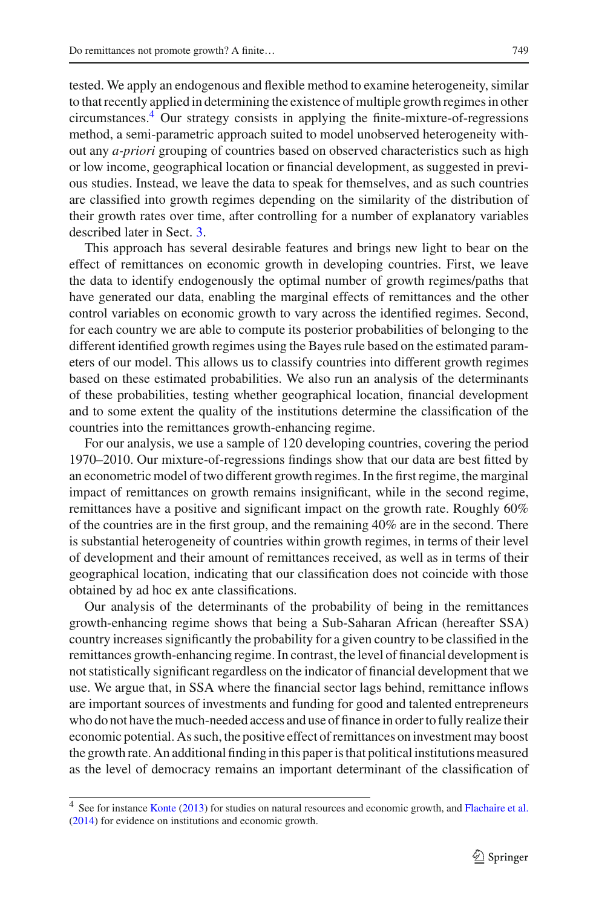tested. We apply an endogenous and flexible method to examine heterogeneity, similar to that recently applied in determining the existence of multiple growth regimes in other circumstances.[4] Our strategy consists in applying the finite-mixture-of-regressions method, a semi-parametric approach suited to model unobserved heterogeneity without any *a-priori* grouping of countries based on observed characteristics such as high or low income, geographical location or financial development, as suggested in previous studies. Instead, we leave the data to speak for themselves, and as such countries are classified into growth regimes depending on the similarity of the distribution of their growth rates over time, after controlling for a number of explanatory variables described later in Sect. 3.

This approach has several desirable features and brings new light to bear on the effect of remittances on economic growth in developing countries. First, we leave the data to identify endogenously the optimal number of growth regimes/paths that have generated our data, enabling the marginal effects of remittances and the other control variables on economic growth to vary across the identified regimes. Second, for each country we are able to compute its posterior probabilities of belonging to the different identified growth regimes using the Bayes rule based on the estimated parameters of our model. This allows us to classify countries into different growth regimes based on these estimated probabilities. We also run an analysis of the determinants of these probabilities, testing whether geographical location, financial development and to some extent the quality of the institutions determine the classification of the countries into the remittances growth-enhancing regime.

For our analysis, we use a sample of 120 developing countries, covering the period 1970–2010. Our mixture-of-regressions findings show that our data are best fitted by an econometric model of two different growth regimes. In the first regime, the marginal impact of remittances on growth remains insignificant, while in the second regime, remittances have a positive and significant impact on the growth rate. Roughly 60% of the countries are in the first group, and the remaining 40% are in the second. There is substantial heterogeneity of countries within growth regimes, in terms of their level of development and their amount of remittances received, as well as in terms of their geographical location, indicating that our classification does not coincide with those obtained by ad hoc ex ante classifications.

Our analysis of the determinants of the probability of being in the remittances growth-enhancing regime shows that being a Sub-Saharan African (hereafter SSA) country increases significantly the probability for a given country to be classified in the remittances growth-enhancing regime. In contrast, the level of financial development is not statistically significant regardless on the indicator of financial development that we use. We argue that, in SSA where the financial sector lags behind, remittance inflows are important sources of investments and funding for good and talented entrepreneurs who do not have the much-needed access and use of finance in order to fully realize their economic potential. As such, the positive effect of remittances on investment may boost the growth rate. An additional finding in this paper is that political institutions measured as the level of democracy remains an important determinant of the classification of

[4] See for instance Konte (2013) for studies on natural resources and economic growth, and Flachaire et al. (2014) for evidence on institutions and economic growth.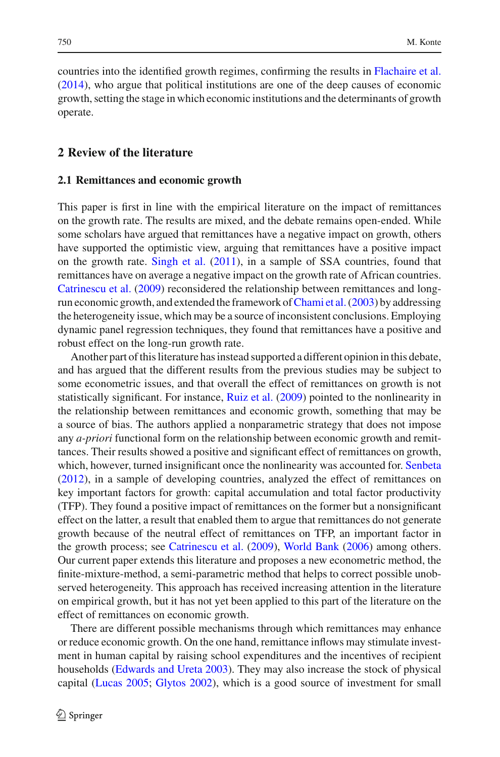countries into the identified growth regimes, confirming the results in Flachaire et al. (2014), who argue that political institutions are one of the deep causes of economic growth, setting the stage in which economic institutions and the determinants of growth operate.

## 2 Review of the literature

### 2.1 Remittances and economic growth

This paper is first in line with the empirical literature on the impact of remittances on the growth rate. The results are mixed, and the debate remains open-ended. While some scholars have argued that remittances have a negative impact on growth, others have supported the optimistic view, arguing that remittances have a positive impact on the growth rate. Singh et al. (2011), in a sample of SSA countries, found that remittances have on average a negative impact on the growth rate of African countries. Catrinescu et al. (2009) reconsidered the relationship between remittances and long-run economic growth, and extended the framework of Chami et al. (2003) by addressing the heterogeneity issue, which may be a source of inconsistent conclusions. Employing dynamic panel regression techniques, they found that remittances have a positive and robust effect on the long-run growth rate.

Another part of this literature has instead supported a different opinion in this debate, and has argued that the different results from the previous studies may be subject to some econometric issues, and that overall the effect of remittances on growth is not statistically significant. For instance, Ruiz et al. (2009) pointed to the nonlinearity in the relationship between remittances and economic growth, something that may be a source of bias. The authors applied a nonparametric strategy that does not impose any *a-priori* functional form on the relationship between economic growth and remittances. Their results showed a positive and significant effect of remittances on growth, which, however, turned insignificant once the nonlinearity was accounted for. Senbeta (2012), in a sample of developing countries, analyzed the effect of remittances on key important factors for growth: capital accumulation and total factor productivity (TFP). They found a positive impact of remittances on the former but a nonsignificant effect on the latter, a result that enabled them to argue that remittances do not generate growth because of the neutral effect of remittances on TFP, an important factor in the growth process; see Catrinescu et al. (2009), World Bank (2006) among others. Our current paper extends this literature and proposes a new econometric method, the finite-mixture-method, a semi-parametric method that helps to correct possible unobserved heterogeneity. This approach has received increasing attention in the literature on empirical growth, but it has not yet been applied to this part of the literature on the effect of remittances on economic growth.

There are different possible mechanisms through which remittances may enhance or reduce economic growth. On the one hand, remittance inflows may stimulate investment in human capital by raising school expenditures and the incentives of recipient households (Edwards and Ureta 2003). They may also increase the stock of physical capital (Lucas 2005; Glytos 2002), which is a good source of investment for small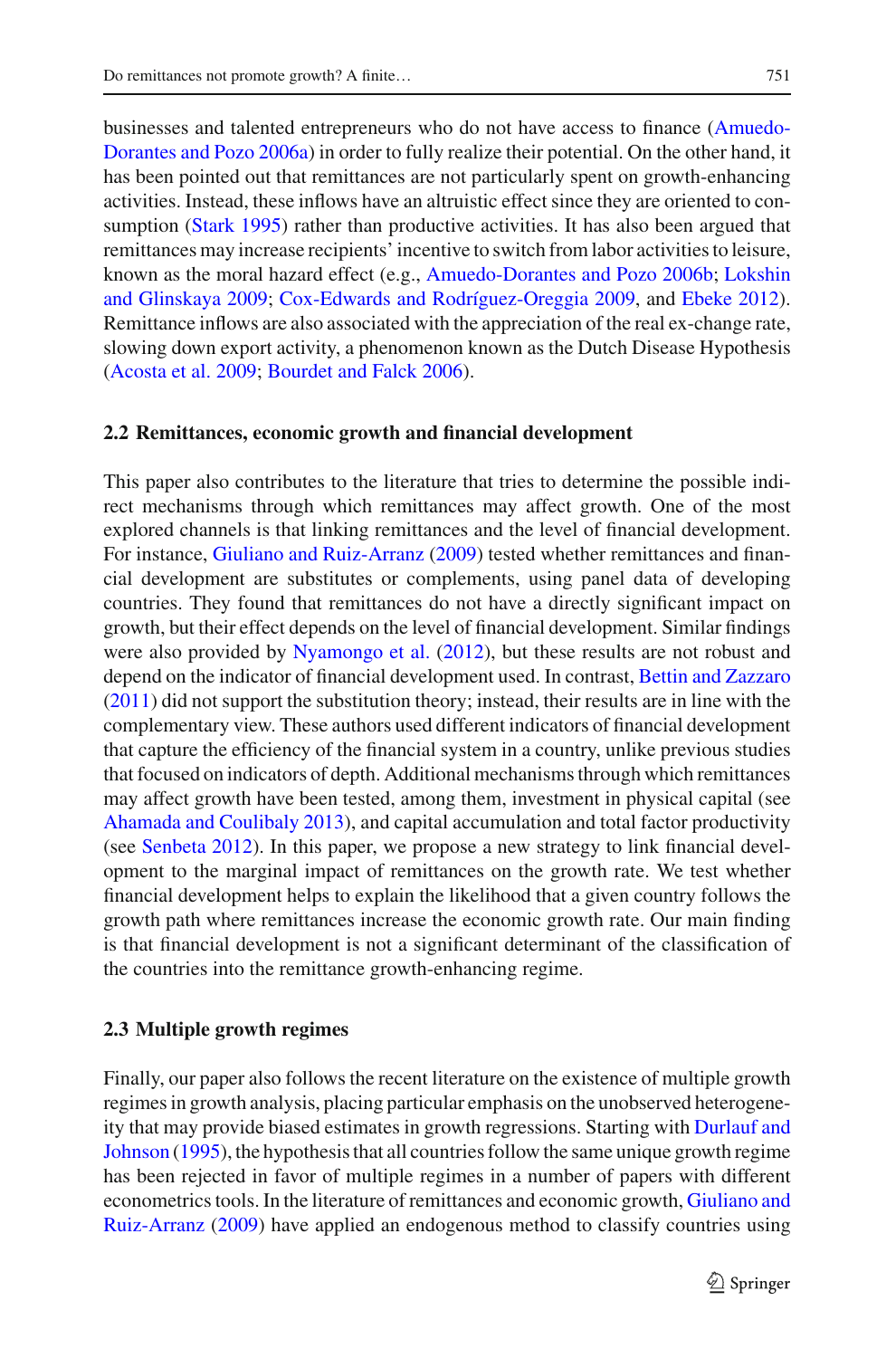businesses and talented entrepreneurs who do not have access to finance (Amuedo-Dorantes and Pozo 2006a) in order to fully realize their potential. On the other hand, it has been pointed out that remittances are not particularly spent on growth-enhancing activities. Instead, these inflows have an altruistic effect since they are oriented to consumption (Stark 1995) rather than productive activities. It has also been argued that remittances may increase recipients' incentive to switch from labor activities to leisure, known as the moral hazard effect (e.g., Amuedo-Dorantes and Pozo 2006b; Lokshin and Glinskaya 2009; Cox-Edwards and Rodríguez-Oreggia 2009, and Ebeke 2012). Remittance inflows are also associated with the appreciation of the real ex-change rate, slowing down export activity, a phenomenon known as the Dutch Disease Hypothesis (Acosta et al. 2009; Bourdet and Falck 2006).

### 2.2 Remittances, economic growth and financial development

This paper also contributes to the literature that tries to determine the possible indirect mechanisms through which remittances may affect growth. One of the most explored channels is that linking remittances and the level of financial development. For instance, Giuliano and Ruiz-Arranz (2009) tested whether remittances and financial development are substitutes or complements, using panel data of developing countries. They found that remittances do not have a directly significant impact on growth, but their effect depends on the level of financial development. Similar findings were also provided by Nyamongo et al. (2012), but these results are not robust and depend on the indicator of financial development used. In contrast, Bettin and Zazzaro (2011) did not support the substitution theory; instead, their results are in line with the complementary view. These authors used different indicators of financial development that capture the efficiency of the financial system in a country, unlike previous studies that focused on indicators of depth. Additional mechanisms through which remittances may affect growth have been tested, among them, investment in physical capital (see Ahamada and Coulibaly 2013), and capital accumulation and total factor productivity (see Senbeta 2012). In this paper, we propose a new strategy to link financial development to the marginal impact of remittances on the growth rate. We test whether financial development helps to explain the likelihood that a given country follows the growth path where remittances increase the economic growth rate. Our main finding is that financial development is not a significant determinant of the classification of the countries into the remittance growth-enhancing regime.

### 2.3 Multiple growth regimes

Finally, our paper also follows the recent literature on the existence of multiple growth regimes in growth analysis, placing particular emphasis on the unobserved heterogeneity that may provide biased estimates in growth regressions. Starting with Durlauf and Johnson (1995), the hypothesis that all countries follow the same unique growth regime has been rejected in favor of multiple regimes in a number of papers with different econometrics tools. In the literature of remittances and economic growth, Giuliano and Ruiz-Arranz (2009) have applied an endogenous method to classify countries using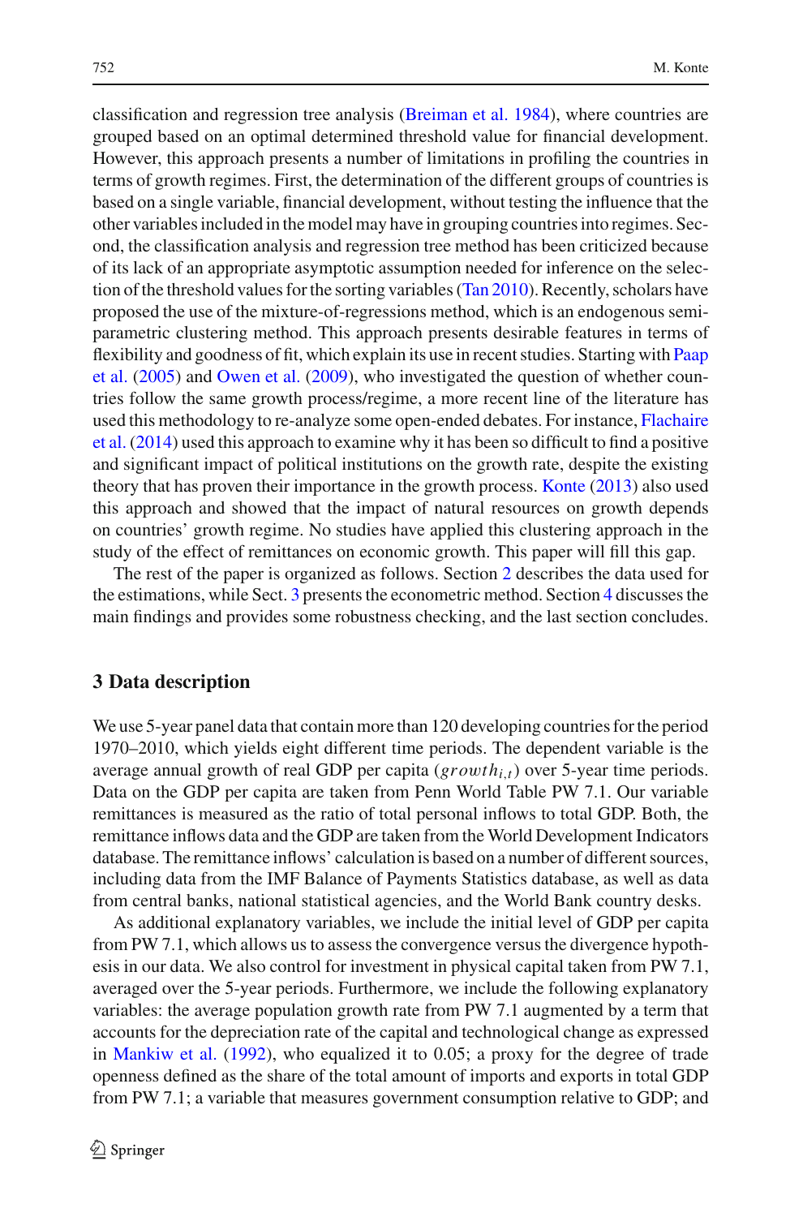classification and regression tree analysis (Breiman et al. 1984), where countries are grouped based on an optimal determined threshold value for financial development. However, this approach presents a number of limitations in profiling the countries in terms of growth regimes. First, the determination of the different groups of countries is based on a single variable, financial development, without testing the influence that the other variables included in the model may have in grouping countries into regimes. Second, the classification analysis and regression tree method has been criticized because of its lack of an appropriate asymptotic assumption needed for inference on the selection of the threshold values for the sorting variables (Tan 2010). Recently, scholars have proposed the use of the mixture-of-regressions method, which is an endogenous semi-parametric clustering method. This approach presents desirable features in terms of flexibility and goodness of fit, which explain its use in recent studies. Starting with Paap et al. (2005) and Owen et al. (2009), who investigated the question of whether countries follow the same growth process/regime, a more recent line of the literature has used this methodology to re-analyze some open-ended debates. For instance, Flachaire et al. (2014) used this approach to examine why it has been so difficult to find a positive and significant impact of political institutions on the growth rate, despite the existing theory that has proven their importance in the growth process. Konte (2013) also used this approach and showed that the impact of natural resources on growth depends on countries' growth regime. No studies have applied this clustering approach in the study of the effect of remittances on economic growth. This paper will fill this gap.

The rest of the paper is organized as follows. Section 2 describes the data used for the estimations, while Sect. 3 presents the econometric method. Section 4 discusses the main findings and provides some robustness checking, and the last section concludes.

## 3 Data description

We use 5-year panel data that contain more than 120 developing countries for the period 1970–2010, which yields eight different time periods. The dependent variable is the average annual growth of real GDP per capita ($growth_{i,t}$) over 5-year time periods. Data on the GDP per capita are taken from Penn World Table PW 7.1. Our variable remittances is measured as the ratio of total personal inflows to total GDP. Both, the remittance inflows data and the GDP are taken from the World Development Indicators database. The remittance inflows' calculation is based on a number of different sources, including data from the IMF Balance of Payments Statistics database, as well as data from central banks, national statistical agencies, and the World Bank country desks.

As additional explanatory variables, we include the initial level of GDP per capita from PW 7.1, which allows us to assess the convergence versus the divergence hypothesis in our data. We also control for investment in physical capital taken from PW 7.1, averaged over the 5-year periods. Furthermore, we include the following explanatory variables: the average population growth rate from PW 7.1 augmented by a term that accounts for the depreciation rate of the capital and technological change as expressed in Mankiw et al. (1992), who equalized it to 0.05; a proxy for the degree of trade openness defined as the share of the total amount of imports and exports in total GDP from PW 7.1; a variable that measures government consumption relative to GDP; and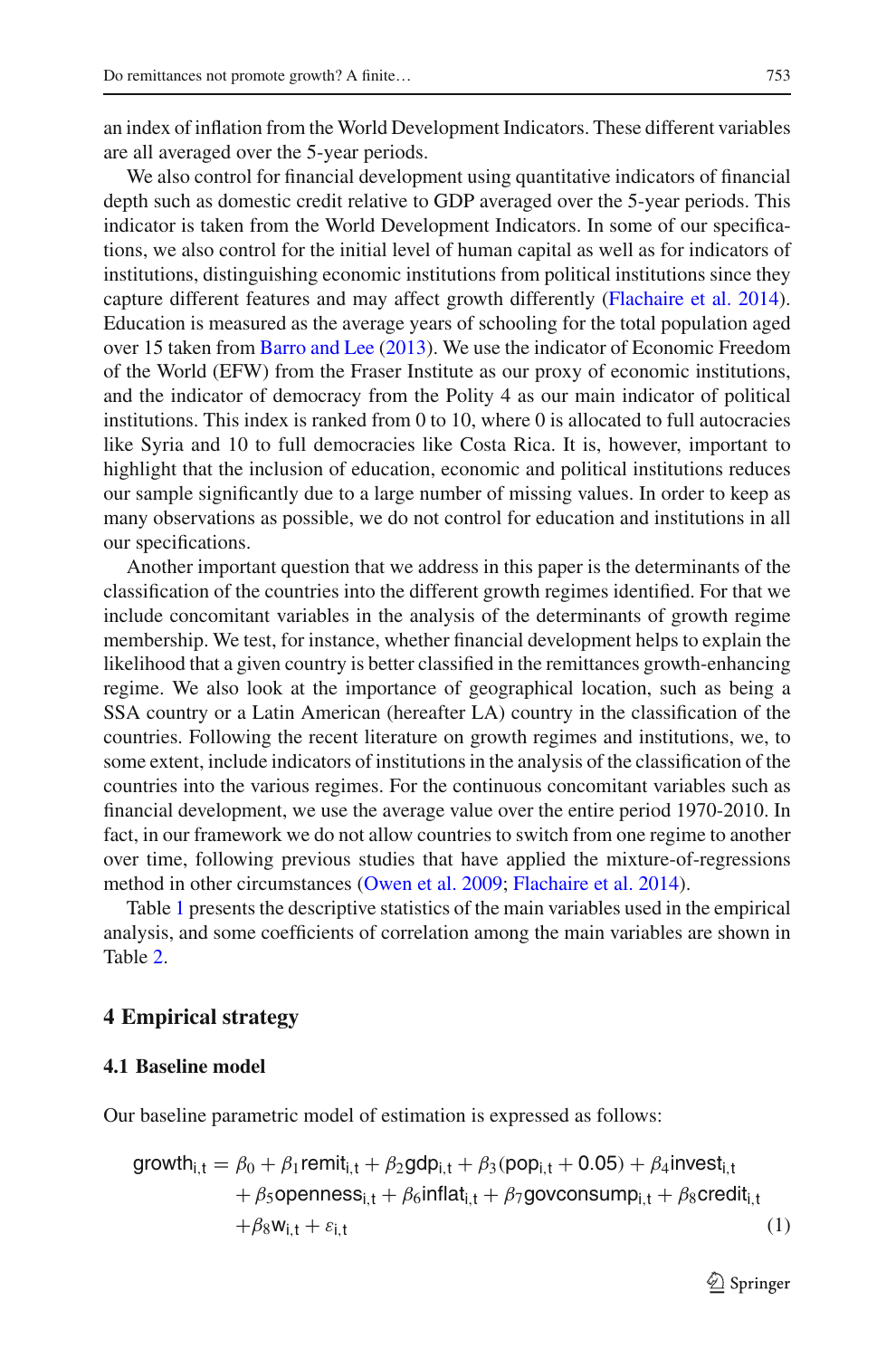an index of inflation from the World Development Indicators. These different variables are all averaged over the 5-year periods.

We also control for financial development using quantitative indicators of financial depth such as domestic credit relative to GDP averaged over the 5-year periods. This indicator is taken from the World Development Indicators. In some of our specifications, we also control for the initial level of human capital as well as for indicators of institutions, distinguishing economic institutions from political institutions since they capture different features and may affect growth differently (Flachaire et al. 2014). Education is measured as the average years of schooling for the total population aged over 15 taken from Barro and Lee (2013). We use the indicator of Economic Freedom of the World (EFW) from the Fraser Institute as our proxy of economic institutions, and the indicator of democracy from the Polity 4 as our main indicator of political institutions. This index is ranked from 0 to 10, where 0 is allocated to full autocracies like Syria and 10 to full democracies like Costa Rica. It is, however, important to highlight that the inclusion of education, economic and political institutions reduces our sample significantly due to a large number of missing values. In order to keep as many observations as possible, we do not control for education and institutions in all our specifications.

Another important question that we address in this paper is the determinants of the classification of the countries into the different growth regimes identified. For that we include concomitant variables in the analysis of the determinants of growth regime membership. We test, for instance, whether financial development helps to explain the likelihood that a given country is better classified in the remittances growth-enhancing regime. We also look at the importance of geographical location, such as being a SSA country or a Latin American (hereafter LA) country in the classification of the countries. Following the recent literature on growth regimes and institutions, we, to some extent, include indicators of institutions in the analysis of the classification of the countries into the various regimes. For the continuous concomitant variables such as financial development, we use the average value over the entire period 1970-2010. In fact, in our framework we do not allow countries to switch from one regime to another over time, following previous studies that have applied the mixture-of-regressions method in other circumstances (Owen et al. 2009; Flachaire et al. 2014).

Table 1 presents the descriptive statistics of the main variables used in the empirical analysis, and some coefficients of correlation among the main variables are shown in Table 2.

## 4 Empirical strategy

### 4.1 Baseline model

Our baseline parametric model of estimation is expressed as follows:

$$
\begin{aligned}
\mathrm{growth}_{i,t} = {} & \beta_0 + \beta_1 \mathrm{remit}_{i,t} + \beta_2 \mathrm{gdp}_{i,t} + \beta_3 (\mathrm{pop}_{i,t} + 0.05) + \beta_4 \mathrm{invest}_{i,t} \\
& + \beta_5 \mathrm{openness}_{i,t} + \beta_6 \mathrm{inflat}_{i,t} + \beta_7 \mathrm{govconsump}_{i,t} + \beta_8 \mathrm{credit}_{i,t} \\
& + \beta_8 \mathrm{w}_{i,t} + \varepsilon_{i,t}
\end{aligned} \tag{1}
$$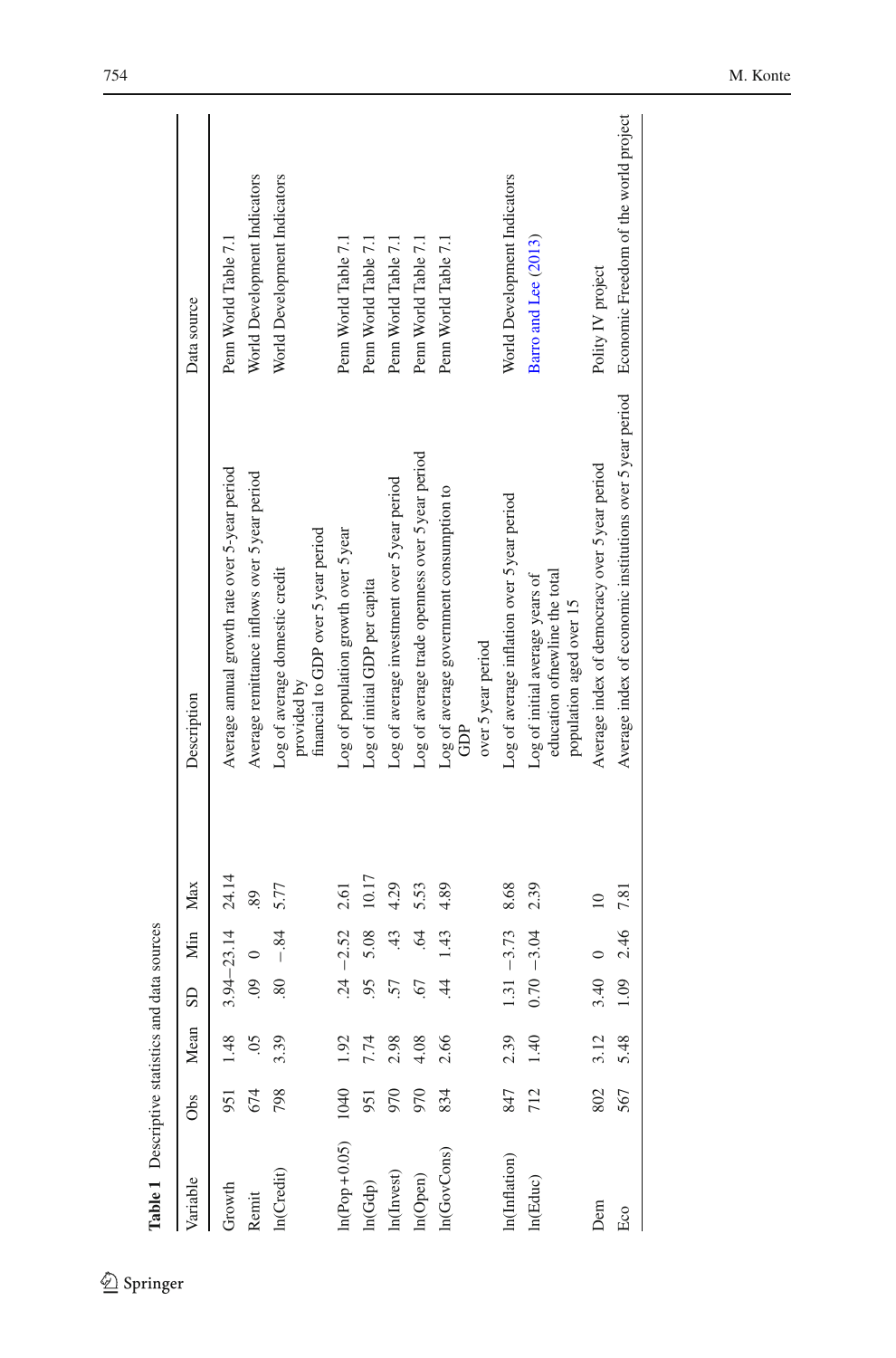**Table 1** Descriptive statistics and data sources

| Variable | Obs | Mean | SD | Min | Max | Description | Data source |
|---|---|---|---|---|---|---|---|
| Growth | 951 | 1.48 | 3.94 | −23.14 | 24.14 | Average annual growth rate over 5-year period | Penn World Table 7.1 |
| Remit | 674 | .05 | .09 | 0 | .89 | Average remittance inflows over 5 year period | World Development Indicators |
| ln(Credit) | 798 | 3.39 | .80 | −.84 | 5.77 | Log of average domestic credit provided by financial to GDP over 5 year period | World Development Indicators |
| ln(Pop + 0.05) | 1040 | 1.92 | .24 | −2.52 | 2.61 | Log of population growth over 5 year | Penn World Table 7.1 |
| ln(Gdp) | 951 | 7.74 | .95 | 5.08 | 10.17 | Log of initial GDP per capita | Penn World Table 7.1 |
| ln(Invest) | 970 | 2.98 | .57 | .43 | 4.29 | Log of average investment over 5 year period | Penn World Table 7.1 |
| ln(Open) | 970 | 4.08 | .67 | .64 | 5.53 | Log of average trade openness over 5 year period | Penn World Table 7.1 |
| ln(GovCons) | 834 | 2.66 | .44 | 1.43 | 4.89 | Log of average government consumption to GDP over 5 year period | Penn World Table 7.1 |
| ln(Inflation) | 847 | 2.39 | 1.31 | −3.73 | 8.68 | Log of average inflation over 5 year period | World Development Indicators |
| ln(Educ) | 712 | 1.40 | 0.70 | −3.04 | 2.39 | Log of initial average years of education ofnewline the total population aged over 15 | Barro and Lee (2013) |
| Dem | 802 | 3.12 | 3.40 | 0 | 10 | Average index of democracy over 5 year period | Polity IV project |
| Eco | 567 | 5.48 | 1.09 | 2.46 | 7.81 | Average index of economic institutions over 5 year period | Economic Freedom of the world project |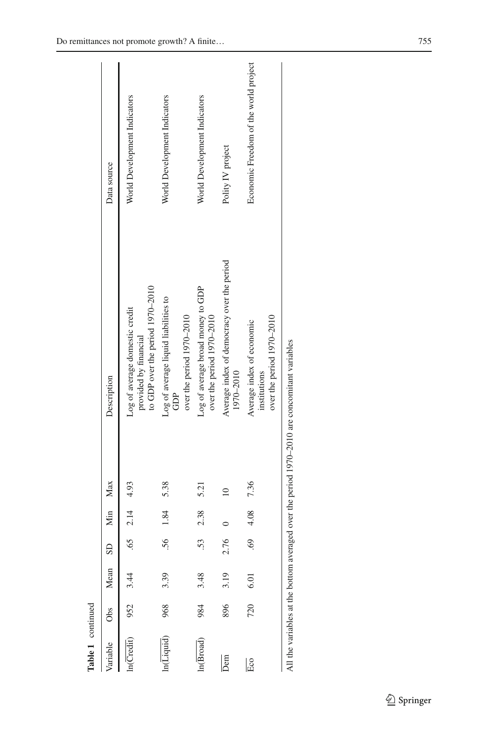**Table 1** continued

| Variable | Obs | Mean | SD | Min | Max | Description | Data source |
|---|---|---|---|---|---|---|---|
| $\ln(\overline{\text{Credit}})$ | 952 | 3.44 | .65 | 2.14 | 4.93 | Log of average domestic credit provided by financial to GDP over the period 1970–2010 | World Development Indicators |
| $\ln(\overline{\text{Liquid}})$ | 968 | 3.39 | .56 | 1.84 | 5.38 | Log of average liquid liabilities to GDP over the period 1970–2010 | World Development Indicators |
| $\ln(\overline{\text{Broad}})$ | 984 | 3.48 | .53 | 2.38 | 5.21 | Log of average broad money to GDP over the period 1970–2010 | World Development Indicators |
| $\overline{\text{Dem}}$ | 896 | 3.19 | 2.76 | 0 | 10 | Average index of democracy over the period 1970–2010 | Polity IV project |
| $\overline{\text{Eco}}$ | 720 | 6.01 | .69 | 4.08 | 7.36 | Average index of economic institutions over the period 1970–2010 | Economic Freedom of the world project |

All the variables at the bottom averaged over the period 1970–2010 are concomitant variables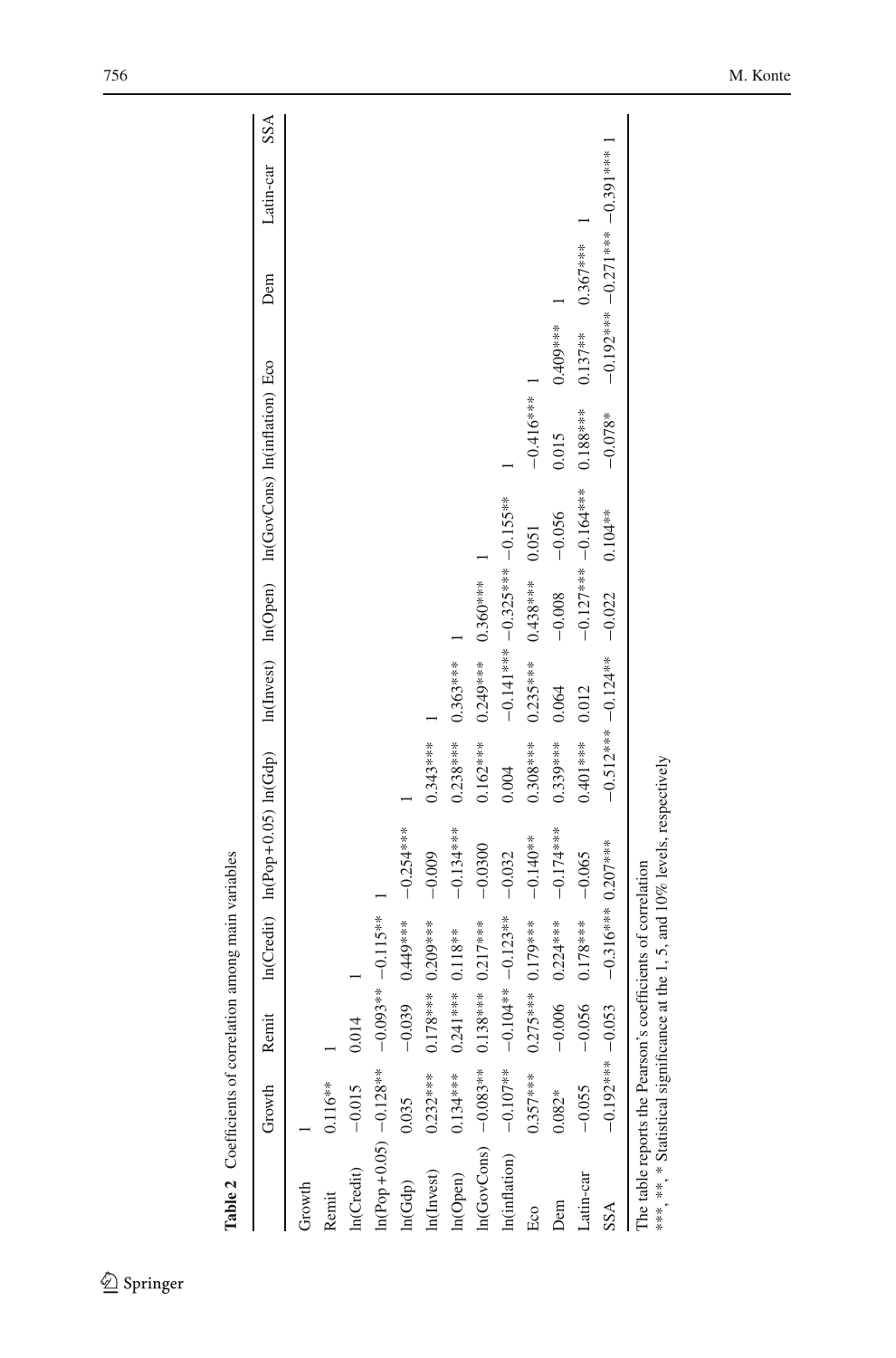**Table 2** Coefficients of correlation among main variables

| | Growth | Remit | ln(Credit) | ln(Pop + 0.05) | ln(Gdp) | ln(Invest) | ln(Open) | ln(GovCons) | ln(inflation) | Eco | Dem | Latin-car | SSA |
|---|---|---|---|---|---|---|---|---|---|---|---|---|---|
| Growth | 1 | | | | | | | | | | | | |
| Remit | 0.116** | 1 | | | | | | | | | | | |
| ln(Credit) | −0.015 | 0.014 | 1 | | | | | | | | | | |
| ln(Pop + 0.05) | −0.128** | −0.093** | −0.115** | 1 | | | | | | | | | |
| ln(Gdp) | 0.035 | −0.039 | 0.449*** | −0.254*** | 1 | | | | | | | | |
| ln(Invest) | 0.232*** | 0.178*** | 0.209*** | −0.009 | 0.343*** | 1 | | | | | | | |
| ln(Open) | 0.134*** | 0.241*** | 0.118** | −0.134*** | 0.238*** | 0.363*** | 1 | | | | | | |
| ln(GovCons) | −0.083** | 0.138*** | 0.217*** | −0.0300 | 0.162*** | 0.249*** | 0.360*** | 1 | | | | | |
| ln(inflation) | −0.107** | −0.104** | −0.123** | −0.032 | 0.004 | −0.141*** | −0.325*** | −0.155** | 1 | | | | |
| Eco | 0.357*** | 0.275*** | 0.179*** | −0.140** | 0.308*** | 0.235*** | 0.438*** | 0.051 | −0.416*** | 1 | | | |
| Dem | 0.082* | −0.006 | 0.224*** | −0.174*** | 0.339*** | 0.064 | −0.008 | −0.056 | 0.015 | 0.409*** | 1 | | |
| Latin-car | −0.055 | −0.056 | 0.178*** | −0.065 | 0.401*** | 0.012 | −0.127*** | −0.164*** | 0.188*** | 0.137** | 0.367*** | 1 | |
| SSA | −0.192*** | −0.053 | −0.316*** | 0.207*** | −0.512*** | −0.124** | −0.022 | 0.104** | −0.078* | −0.192*** | −0.271*** | −0.391*** | 1 |

The table reports the Pearson's coefficients of correlation

***, **, * Statistical significance at the 1, 5, and 10% levels, respectively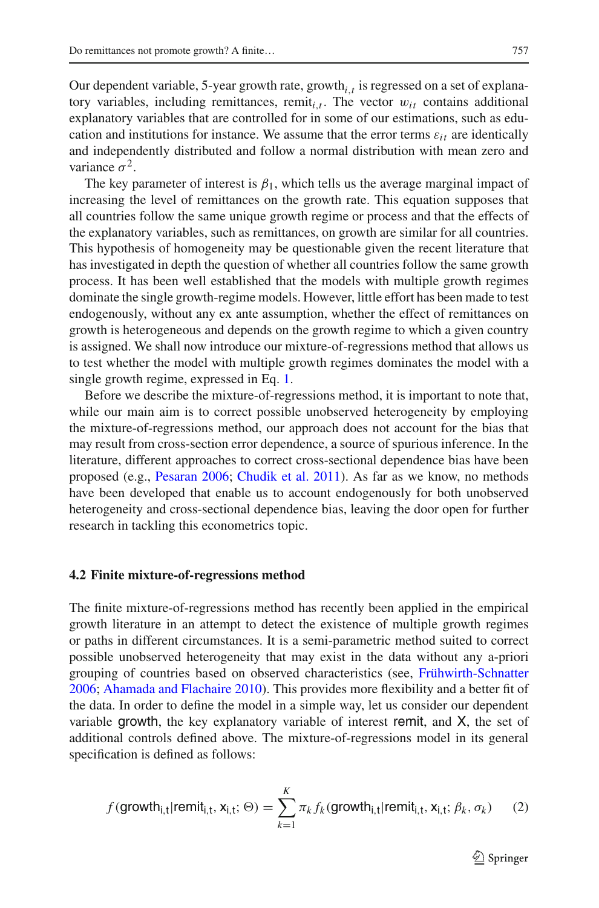Our dependent variable, 5-year growth rate, $\text{growth}_{i,t}$ is regressed on a set of explanatory variables, including remittances, $\text{remit}_{i,t}$. The vector $w_{it}$ contains additional explanatory variables that are controlled for in some of our estimations, such as education and institutions for instance. We assume that the error terms $\varepsilon_{it}$ are identically and independently distributed and follow a normal distribution with mean zero and variance $\sigma^2$.

The key parameter of interest is $\beta_1$, which tells us the average marginal impact of increasing the level of remittances on the growth rate. This equation supposes that all countries follow the same unique growth regime or process and that the effects of the explanatory variables, such as remittances, on growth are similar for all countries. This hypothesis of homogeneity may be questionable given the recent literature that has investigated in depth the question of whether all countries follow the same growth process. It has been well established that the models with multiple growth regimes dominate the single growth-regime models. However, little effort has been made to test endogenously, without any ex ante assumption, whether the effect of remittances on growth is heterogeneous and depends on the growth regime to which a given country is assigned. We shall now introduce our mixture-of-regressions method that allows us to test whether the model with multiple growth regimes dominates the model with a single growth regime, expressed in Eq. 1.

Before we describe the mixture-of-regressions method, it is important to note that, while our main aim is to correct possible unobserved heterogeneity by employing the mixture-of-regressions method, our approach does not account for the bias that may result from cross-section error dependence, a source of spurious inference. In the literature, different approaches to correct cross-sectional dependence bias have been proposed (e.g., Pesaran 2006; Chudik et al. 2011). As far as we know, no methods have been developed that enable us to account endogenously for both unobserved heterogeneity and cross-sectional dependence bias, leaving the door open for further research in tackling this econometrics topic.

### 4.2 Finite mixture-of-regressions method

The finite mixture-of-regressions method has recently been applied in the empirical growth literature in an attempt to detect the existence of multiple growth regimes or paths in different circumstances. It is a semi-parametric method suited to correct possible unobserved heterogeneity that may exist in the data without any a-priori grouping of countries based on observed characteristics (see, Frühwirth-Schnatter 2006; Ahamada and Flachaire 2010). This provides more flexibility and a better fit of the data. In order to define the model in a simple way, let us consider our dependent variable $\text{growth}$, the key explanatory variable of interest $\text{remit}$, and $\text{X}$, the set of additional controls defined above. The mixture-of-regressions model in its general specification is defined as follows:

$$f(\text{growth}_{\text{i,t}}|\text{remit}_{\text{i,t}}, \text{x}_{\text{i,t}}; \Theta) = \sum_{k=1}^{K} \pi_k f_k(\text{growth}_{\text{i,t}}|\text{remit}_{\text{i,t}}, \text{x}_{\text{i,t}}; \beta_k, \sigma_k) \tag{2}$$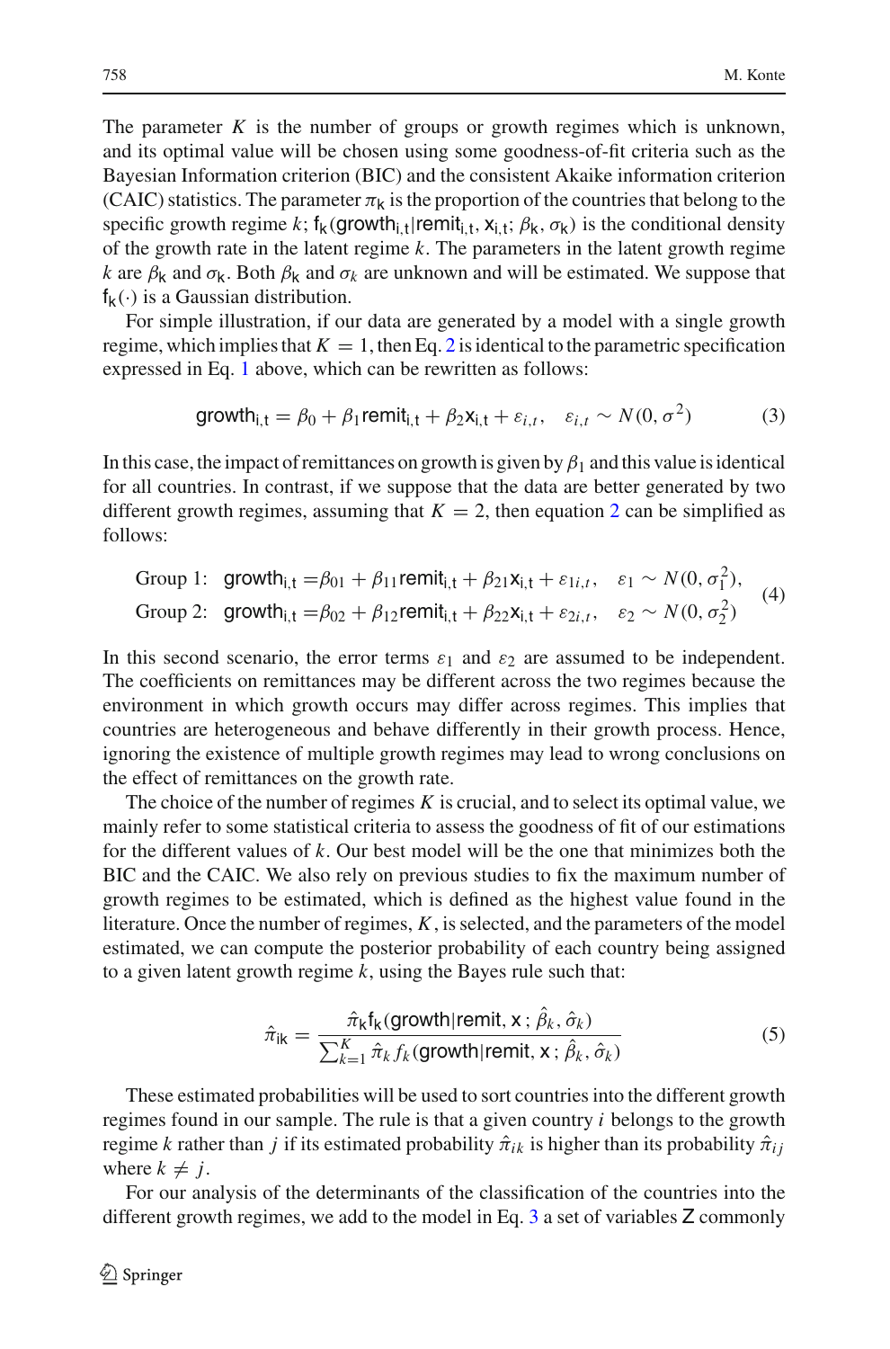The parameter $K$ is the number of groups or growth regimes which is unknown, and its optimal value will be chosen using some goodness-of-fit criteria such as the Bayesian Information criterion (BIC) and the consistent Akaike information criterion (CAIC) statistics. The parameter $\pi_k$ is the proportion of the countries that belong to the specific growth regime $k$; $f_k(\text{growth}_{i,t}|\text{remit}_{i,t}, x_{i,t}; \beta_k, \sigma_k)$ is the conditional density of the growth rate in the latent regime $k$. The parameters in the latent growth regime $k$ are $\beta_k$ and $\sigma_k$. Both $\beta_k$ and $\sigma_k$ are unknown and will be estimated. We suppose that $f_k(\cdot)$ is a Gaussian distribution.

For simple illustration, if our data are generated by a model with a single growth regime, which implies that $K = 1$, then Eq. 2 is identical to the parametric specification expressed in Eq. 1 above, which can be rewritten as follows:

$$\text{growth}_{i,t} = \beta_0 + \beta_1 \text{remit}_{i,t} + \beta_2 x_{i,t} + \varepsilon_{i,t}, \quad \varepsilon_{i,t} \sim N(0, \sigma^2) \tag{3}$$

In this case, the impact of remittances on growth is given by $\beta_1$ and this value is identical for all countries. In contrast, if we suppose that the data are better generated by two different growth regimes, assuming that $K = 2$, then equation 2 can be simplified as follows:

$$\begin{aligned} &\text{Group 1:} \quad \text{growth}_{i,t} = \beta_{01} + \beta_{11}\text{remit}_{i,t} + \beta_{21}x_{i,t} + \varepsilon_{1i,t}, \quad \varepsilon_1 \sim N(0, \sigma_1^2), \\ &\text{Group 2:} \quad \text{growth}_{i,t} = \beta_{02} + \beta_{12}\text{remit}_{i,t} + \beta_{22}x_{i,t} + \varepsilon_{2i,t}, \quad \varepsilon_2 \sim N(0, \sigma_2^2) \end{aligned} \tag{4}$$

In this second scenario, the error terms $\varepsilon_1$ and $\varepsilon_2$ are assumed to be independent. The coefficients on remittances may be different across the two regimes because the environment in which growth occurs may differ across regimes. This implies that countries are heterogeneous and behave differently in their growth process. Hence, ignoring the existence of multiple growth regimes may lead to wrong conclusions on the effect of remittances on the growth rate.

The choice of the number of regimes $K$ is crucial, and to select its optimal value, we mainly refer to some statistical criteria to assess the goodness of fit of our estimations for the different values of $k$. Our best model will be the one that minimizes both the BIC and the CAIC. We also rely on previous studies to fix the maximum number of growth regimes to be estimated, which is defined as the highest value found in the literature. Once the number of regimes, $K$, is selected, and the parameters of the model estimated, we can compute the posterior probability of each country being assigned to a given latent growth regime $k$, using the Bayes rule such that:

$$\hat{\pi}_{ik} = \frac{\hat{\pi}_k f_k(\text{growth}|\text{remit}, x\,; \hat{\beta}_k, \hat{\sigma}_k)}{\sum_{k=1}^{K} \hat{\pi}_k f_k(\text{growth}|\text{remit}, x\,; \hat{\beta}_k, \hat{\sigma}_k)} \tag{5}$$

These estimated probabilities will be used to sort countries into the different growth regimes found in our sample. The rule is that a given country $i$ belongs to the growth regime $k$ rather than $j$ if its estimated probability $\hat{\pi}_{ik}$ is higher than its probability $\hat{\pi}_{ij}$ where $k \neq j$.

For our analysis of the determinants of the classification of the countries into the different growth regimes, we add to the model in Eq. 3 a set of variables $Z$ commonly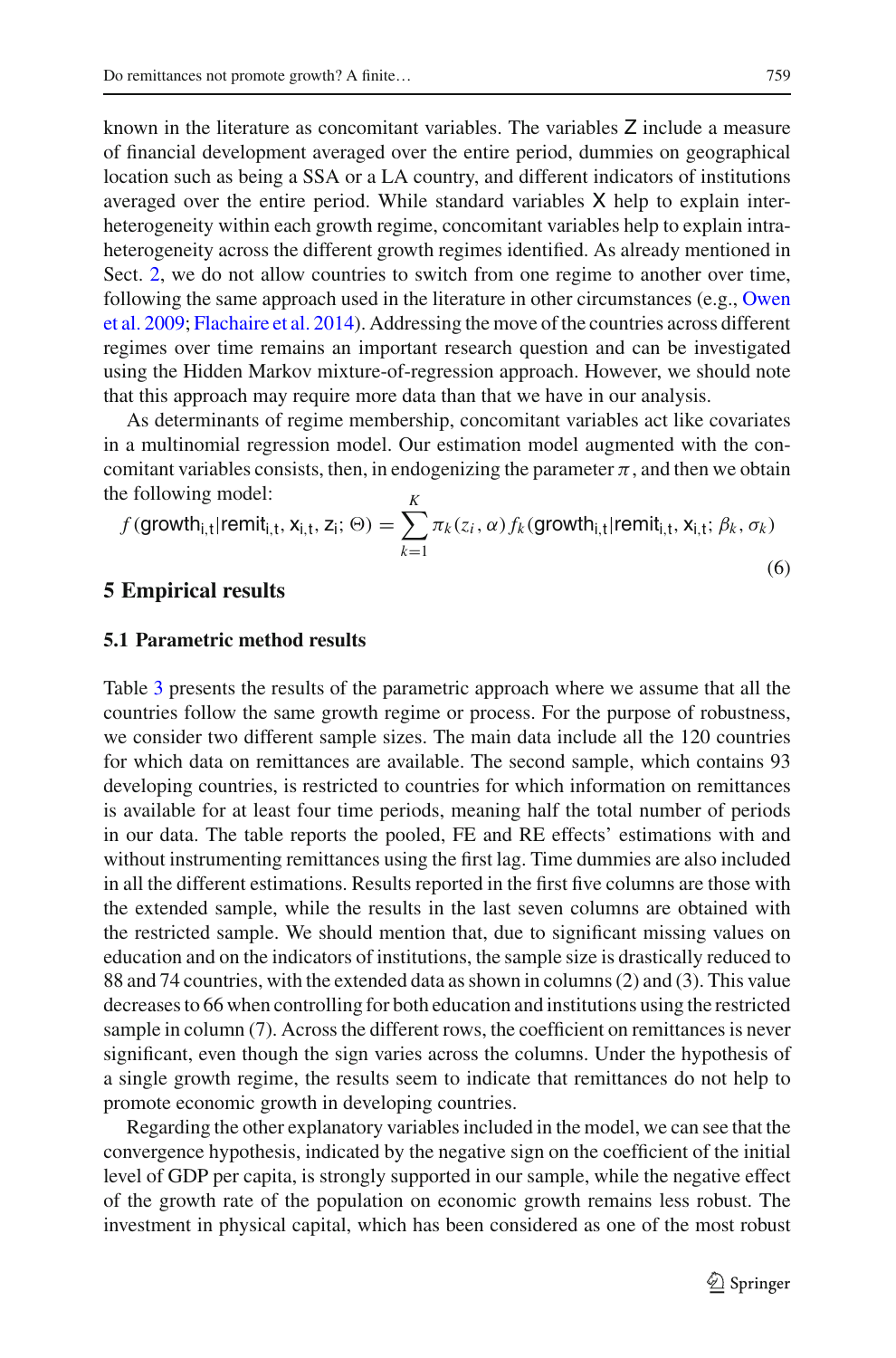known in the literature as concomitant variables. The variables Z include a measure of financial development averaged over the entire period, dummies on geographical location such as being a SSA or a LA country, and different indicators of institutions averaged over the entire period. While standard variables X help to explain inter-heterogeneity within each growth regime, concomitant variables help to explain intra-heterogeneity across the different growth regimes identified. As already mentioned in Sect. 2, we do not allow countries to switch from one regime to another over time, following the same approach used in the literature in other circumstances (e.g., Owen et al. 2009; Flachaire et al. 2014). Addressing the move of the countries across different regimes over time remains an important research question and can be investigated using the Hidden Markov mixture-of-regression approach. However, we should note that this approach may require more data than that we have in our analysis.

As determinants of regime membership, concomitant variables act like covariates in a multinomial regression model. Our estimation model augmented with the concomitant variables consists, then, in endogenizing the parameter $\pi$, and then we obtain the following model:

$$f(\text{growth}_{i,t}|\text{remit}_{i,t}, \text{x}_{i,t}, \text{z}_i; \Theta) = \sum_{k=1}^{K} \pi_k(z_i, \alpha) f_k(\text{growth}_{i,t}|\text{remit}_{i,t}, \text{x}_{i,t}; \beta_k, \sigma_k) \tag{6}$$

## 5 Empirical results

### 5.1 Parametric method results

Table 3 presents the results of the parametric approach where we assume that all the countries follow the same growth regime or process. For the purpose of robustness, we consider two different sample sizes. The main data include all the 120 countries for which data on remittances are available. The second sample, which contains 93 developing countries, is restricted to countries for which information on remittances is available for at least four time periods, meaning half the total number of periods in our data. The table reports the pooled, FE and RE effects' estimations with and without instrumenting remittances using the first lag. Time dummies are also included in all the different estimations. Results reported in the first five columns are those with the extended sample, while the results in the last seven columns are obtained with the restricted sample. We should mention that, due to significant missing values on education and on the indicators of institutions, the sample size is drastically reduced to 88 and 74 countries, with the extended data as shown in columns (2) and (3). This value decreases to 66 when controlling for both education and institutions using the restricted sample in column (7). Across the different rows, the coefficient on remittances is never significant, even though the sign varies across the columns. Under the hypothesis of a single growth regime, the results seem to indicate that remittances do not help to promote economic growth in developing countries.

Regarding the other explanatory variables included in the model, we can see that the convergence hypothesis, indicated by the negative sign on the coefficient of the initial level of GDP per capita, is strongly supported in our sample, while the negative effect of the growth rate of the population on economic growth remains less robust. The investment in physical capital, which has been considered as one of the most robust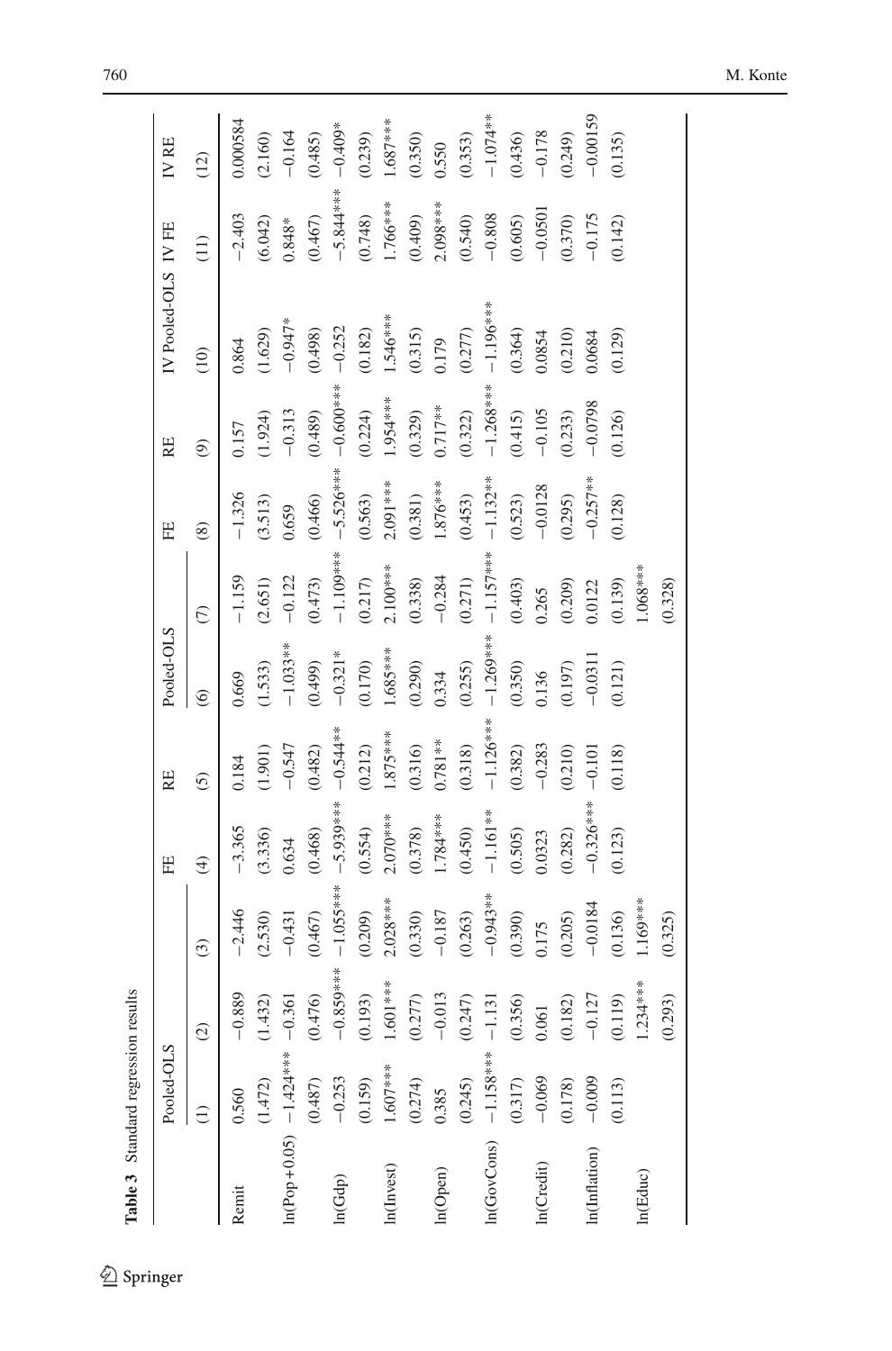**Table 3** Standard regression results

| | Pooled-OLS | | | FE | RE | Pooled-OLS | | FE | RE | IV Pooled-OLS | IV FE | IV RE |
|---|---|---|---|---|---|---|---|---|---|---|---|---|
| | (1) | (2) | (3) | (4) | (5) | (6) | (7) | (8) | (9) | (10) | (11) | (12) |
| Remit | 0.560 | −0.889 | −2.446 | −3.365 | 0.184 | 0.669 | −1.159 | −1.326 | 0.157 | 0.864 | −2.403 | 0.000584 |
| | (1.472) | (1.432) | (2.530) | (3.336) | (1.901) | (1.533) | (2.651) | (3.513) | (1.924) | (1.629) | (6.042) | (2.160) |
| ln(Pop + 0.05) | −1.424*** | −0.361 | −0.431 | 0.634 | −0.547 | −1.033** | −0.122 | 0.659 | −0.313 | −0.947* | 0.848* | −0.164 |
| | (0.487) | (0.476) | (0.467) | (0.468) | (0.482) | (0.499) | (0.473) | (0.466) | (0.489) | (0.498) | (0.467) | (0.485) |
| ln(Gdp) | −0.253 | −0.859*** | −1.055*** | −5.939*** | −0.544** | −0.321* | −1.109*** | −5.526*** | −0.600*** | −0.252 | −5.844*** | −0.409* |
| | (0.159) | (0.193) | (0.209) | (0.554) | (0.212) | (0.170) | (0.217) | (0.563) | (0.224) | (0.182) | (0.748) | (0.239) |
| ln(Invest) | 1.607*** | 1.601*** | 2.028*** | 2.070*** | 1.875*** | 1.685*** | 2.100*** | 2.091*** | 1.954*** | 1.546*** | 1.766*** | 1.687*** |
| | (0.274) | (0.277) | (0.330) | (0.378) | (0.316) | (0.290) | (0.338) | (0.381) | (0.329) | (0.315) | (0.409) | (0.350) |
| ln(Open) | 0.385 | −0.013 | −0.187 | 1.784*** | 0.781** | 0.334 | −0.284 | 1.876*** | 0.717** | 0.179 | 2.098*** | 0.550 |
| | (0.245) | (0.247) | (0.263) | (0.450) | (0.318) | (0.255) | (0.271) | (0.453) | (0.322) | (0.277) | (0.540) | (0.353) |
| ln(GovCons) | −1.158*** | −1.131 | −0.943** | −1.161** | −1.126*** | −1.269*** | −1.157*** | −1.132** | −1.268*** | −1.196*** | −0.808 | −1.074** |
| | (0.317) | (0.356) | (0.390) | (0.505) | (0.382) | (0.350) | (0.403) | (0.523) | (0.415) | (0.364) | (0.605) | (0.436) |
| ln(Credit) | −0.069 | 0.061 | 0.175 | 0.0323 | −0.283 | 0.136 | 0.265 | −0.0128 | −0.105 | 0.0854 | −0.0501 | −0.178 |
| | (0.178) | (0.182) | (0.205) | (0.282) | (0.210) | (0.197) | (0.209) | (0.295) | (0.233) | (0.210) | (0.370) | (0.249) |
| ln(Inflation) | −0.009 | −0.127 | −0.0184 | −0.326*** | −0.101 | −0.0311 | 0.0122 | −0.257** | −0.0798 | 0.0684 | −0.175 | −0.00159 |
| | (0.113) | (0.119) | (0.136) | (0.123) | (0.118) | (0.121) | (0.139) | (0.128) | (0.126) | (0.129) | (0.142) | (0.135) |
| ln(Educ) | | 1.234*** | 1.169*** | | | | 1.068*** | | | | | |
| | | (0.293) | (0.325) | | | | (0.328) | | | | | |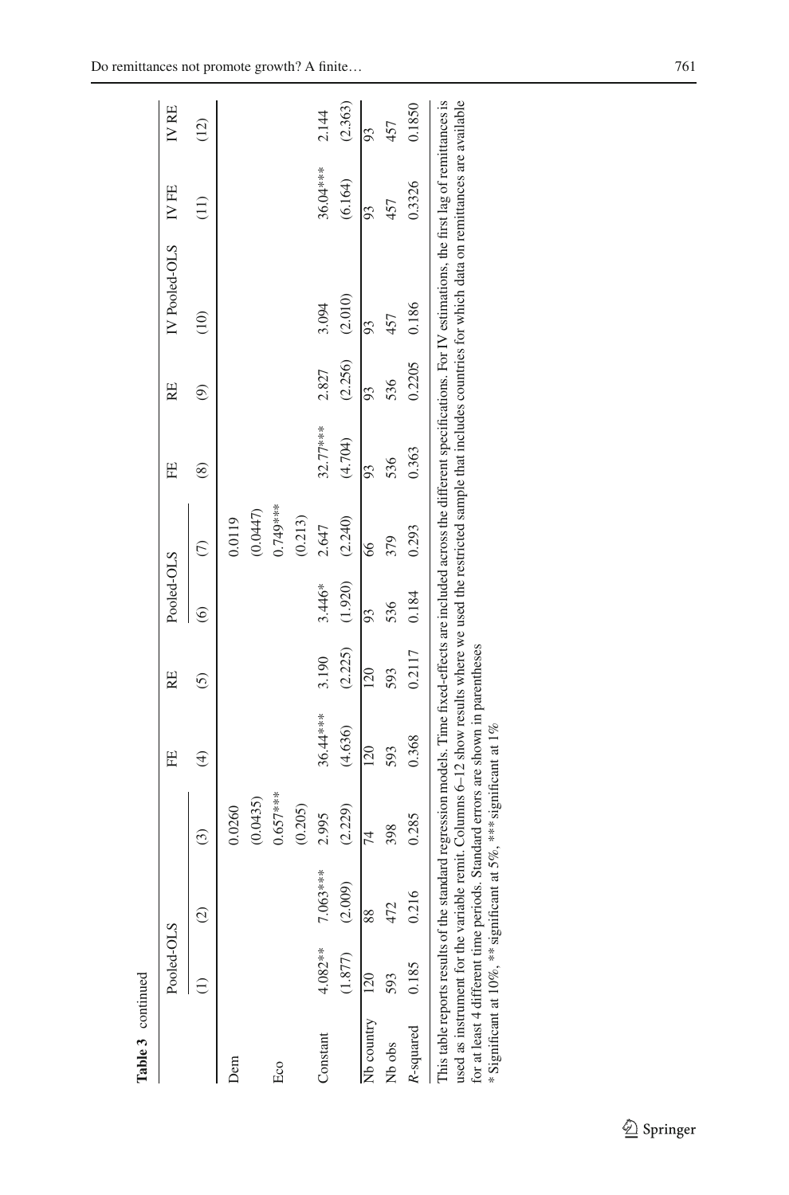**Table 3** continued

| | Pooled-OLS | | | FE | RE | Pooled-OLS | | FE | RE | IV Pooled-OLS | IV FE | IV RE |
|---|---|---|---|---|---|---|---|---|---|---|---|---|
| | (1) | (2) | (3) | (4) | (5) | (6) | (7) | (8) | (9) | (10) | (11) | (12) |
| Dem | | | 0.0260 | | | | 0.0119 | | | | | |
| | | | (0.0435) | | | | (0.0447) | | | | | |
| Eco | | | 0.657*** | | | | 0.749*** | | | | | |
| | | | (0.205) | | | | (0.213) | | | | | |
| Constant | 4.082** | 7.063*** | 2.995 | 36.44*** | 3.190 | 3.446* | 2.647 | 32.77*** | 2.827 | 3.094 | 36.04*** | 2.144 |
| | (1.877) | (2.009) | (2.229) | (4.636) | (2.225) | (1.920) | (2.240) | (4.704) | (2.256) | (2.010) | (6.164) | (2.363) |
| Nb country | 120 | 88 | 74 | 120 | 120 | 93 | 66 | 93 | 93 | 93 | 93 | 93 |
| Nb obs | 593 | 472 | 398 | 593 | 593 | 536 | 379 | 536 | 536 | 457 | 457 | 457 |
| *R*-squared | 0.185 | 0.216 | 0.285 | 0.368 | 0.2117 | 0.184 | 0.293 | 0.363 | 0.2205 | 0.186 | 0.3326 | 0.1850 |

This table reports results of the standard regression models. Time fixed-effects are included across the different specifications. For IV estimations, the first lag of remittances is used as instrument for the variable remit. Columns 6–12 show results where we used the restricted sample that includes countries for which data on remittances are available for at least 4 different time periods. Standard errors are shown in parentheses

\* Significant at 10%, \*\* significant at 5%, \*\*\* significant at 1%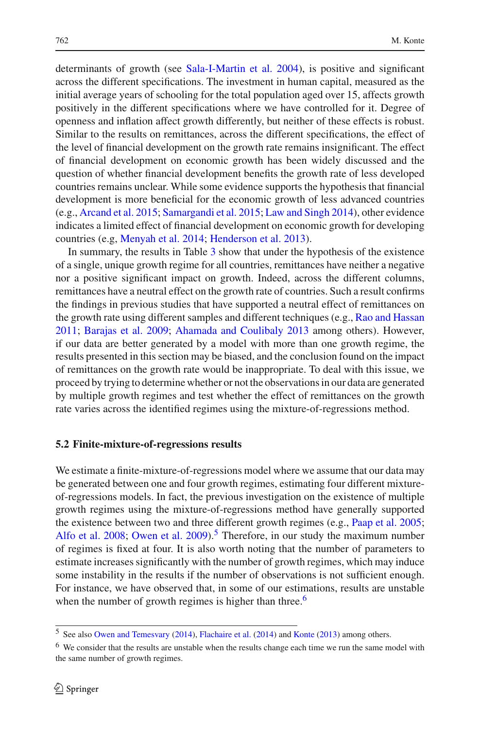determinants of growth (see Sala-I-Martin et al. 2004), is positive and significant across the different specifications. The investment in human capital, measured as the initial average years of schooling for the total population aged over 15, affects growth positively in the different specifications where we have controlled for it. Degree of openness and inflation affect growth differently, but neither of these effects is robust. Similar to the results on remittances, across the different specifications, the effect of the level of financial development on the growth rate remains insignificant. The effect of financial development on economic growth has been widely discussed and the question of whether financial development benefits the growth rate of less developed countries remains unclear. While some evidence supports the hypothesis that financial development is more beneficial for the economic growth of less advanced countries (e.g., Arcand et al. 2015; Samargandi et al. 2015; Law and Singh 2014), other evidence indicates a limited effect of financial development on economic growth for developing countries (e.g, Menyah et al. 2014; Henderson et al. 2013).

In summary, the results in Table 3 show that under the hypothesis of the existence of a single, unique growth regime for all countries, remittances have neither a negative nor a positive significant impact on growth. Indeed, across the different columns, remittances have a neutral effect on the growth rate of countries. Such a result confirms the findings in previous studies that have supported a neutral effect of remittances on the growth rate using different samples and different techniques (e.g., Rao and Hassan 2011; Barajas et al. 2009; Ahamada and Coulibaly 2013 among others). However, if our data are better generated by a model with more than one growth regime, the results presented in this section may be biased, and the conclusion found on the impact of remittances on the growth rate would be inappropriate. To deal with this issue, we proceed by trying to determine whether or not the observations in our data are generated by multiple growth regimes and test whether the effect of remittances on the growth rate varies across the identified regimes using the mixture-of-regressions method.

### 5.2 Finite-mixture-of-regressions results

We estimate a finite-mixture-of-regressions model where we assume that our data may be generated between one and four growth regimes, estimating four different mixture-of-regressions models. In fact, the previous investigation on the existence of multiple growth regimes using the mixture-of-regressions method have generally supported the existence between two and three different growth regimes (e.g., Paap et al. 2005; Alfo et al. 2008; Owen et al. 2009).[5] Therefore, in our study the maximum number of regimes is fixed at four. It is also worth noting that the number of parameters to estimate increases significantly with the number of growth regimes, which may induce some instability in the results if the number of observations is not sufficient enough. For instance, we have observed that, in some of our estimations, results are unstable when the number of growth regimes is higher than three.[6]

---

[5] See also Owen and Temesvary (2014), Flachaire et al. (2014) and Konte (2013) among others.

[6] We consider that the results are unstable when the results change each time we run the same model with the same number of growth regimes.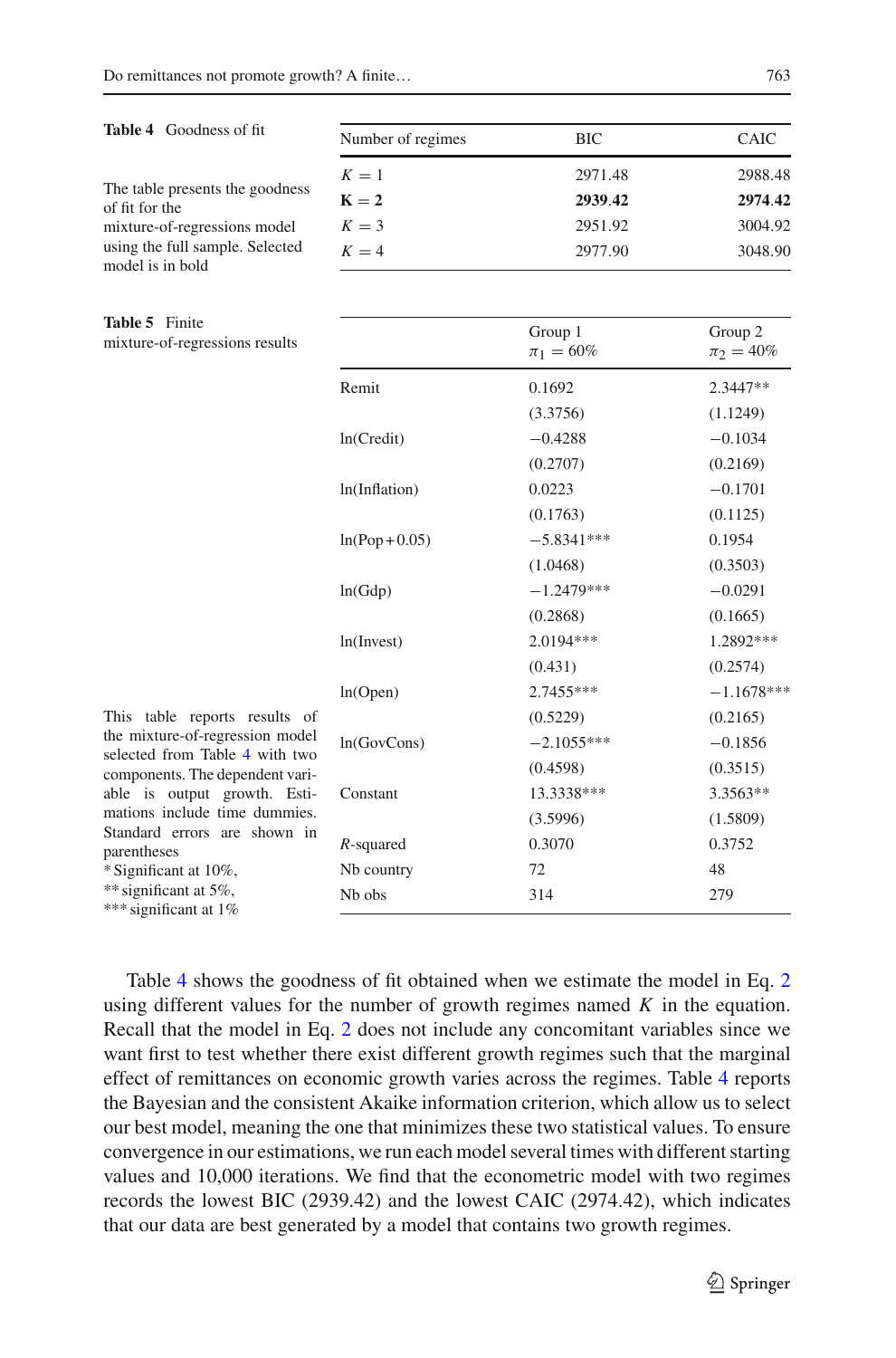**Table 4** Goodness of fit

The table presents the goodness of fit for the mixture-of-regressions model using the full sample. Selected model is in bold

| Number of regimes | BIC | CAIC |
|---|---|---|
| $K = 1$ | 2971.48 | 2988.48 |
| $\mathbf{K = 2}$ | **2939.42** | **2974.42** |
| $K = 3$ | 2951.92 | 3004.92 |
| $K = 4$ | 2977.90 | 3048.90 |

**Table 5** Finite mixture-of-regressions results

| | Group 1 $\pi_1 = 60\%$ | Group 2 $\pi_2 = 40\%$ |
|---|---|---|
| Remit | 0.1692 | 2.3447** |
| | (3.3756) | (1.1249) |
| ln(Credit) | −0.4288 | −0.1034 |
| | (0.2707) | (0.2169) |
| ln(Inflation) | 0.0223 | −0.1701 |
| | (0.1763) | (0.1125) |
| ln(Pop+0.05) | −5.8341*** | 0.1954 |
| | (1.0468) | (0.3503) |
| ln(Gdp) | −1.2479*** | −0.0291 |
| | (0.2868) | (0.1665) |
| ln(Invest) | 2.0194*** | 1.2892*** |
| | (0.431) | (0.2574) |
| ln(Open) | 2.7455*** | −1.1678*** |
| | (0.5229) | (0.2165) |
| ln(GovCons) | −2.1055*** | −0.1856 |
| | (0.4598) | (0.3515) |
| Constant | 13.3338*** | 3.3563** |
| | (3.5996) | (1.5809) |
| $R$-squared | 0.3070 | 0.3752 |
| Nb country | 72 | 48 |
| Nb obs | 314 | 279 |

This table reports results of the mixture-of-regression model selected from Table 4 with two components. The dependent variable is output growth. Estimations include time dummies. Standard errors are shown in parentheses

\* Significant at 10%,
\*\* significant at 5%,
\*\*\* significant at 1%

Table 4 shows the goodness of fit obtained when we estimate the model in Eq. 2 using different values for the number of growth regimes named $K$ in the equation. Recall that the model in Eq. 2 does not include any concomitant variables since we want first to test whether there exist different growth regimes such that the marginal effect of remittances on economic growth varies across the regimes. Table 4 reports the Bayesian and the consistent Akaike information criterion, which allow us to select our best model, meaning the one that minimizes these two statistical values. To ensure convergence in our estimations, we run each model several times with different starting values and 10,000 iterations. We find that the econometric model with two regimes records the lowest BIC (2939.42) and the lowest CAIC (2974.42), which indicates that our data are best generated by a model that contains two growth regimes.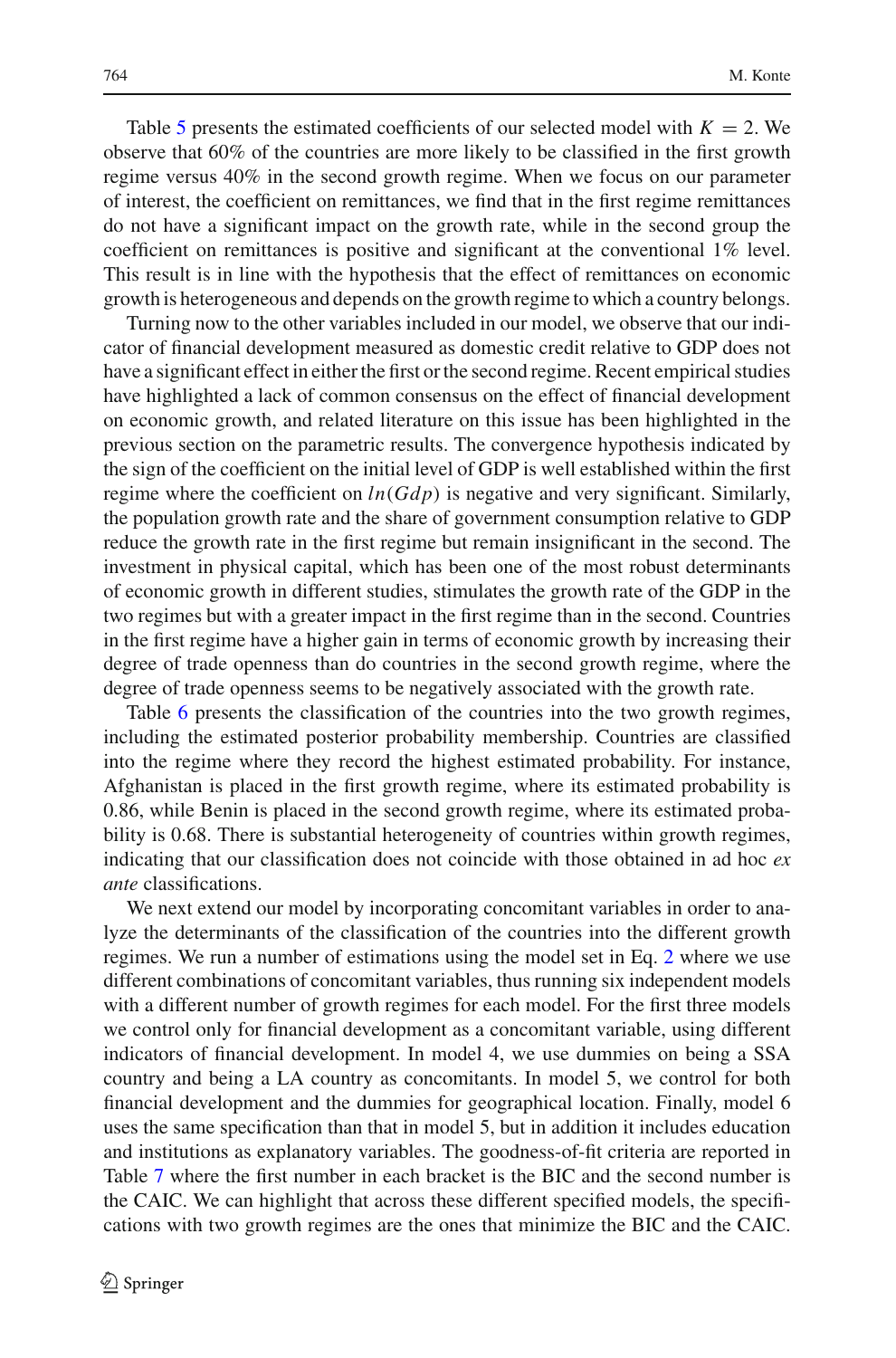Table 5 presents the estimated coefficients of our selected model with $K = 2$. We observe that 60% of the countries are more likely to be classified in the first growth regime versus 40% in the second growth regime. When we focus on our parameter of interest, the coefficient on remittances, we find that in the first regime remittances do not have a significant impact on the growth rate, while in the second group the coefficient on remittances is positive and significant at the conventional 1% level. This result is in line with the hypothesis that the effect of remittances on economic growth is heterogeneous and depends on the growth regime to which a country belongs.

Turning now to the other variables included in our model, we observe that our indicator of financial development measured as domestic credit relative to GDP does not have a significant effect in either the first or the second regime. Recent empirical studies have highlighted a lack of common consensus on the effect of financial development on economic growth, and related literature on this issue has been highlighted in the previous section on the parametric results. The convergence hypothesis indicated by the sign of the coefficient on the initial level of GDP is well established within the first regime where the coefficient on $ln(Gdp)$ is negative and very significant. Similarly, the population growth rate and the share of government consumption relative to GDP reduce the growth rate in the first regime but remain insignificant in the second. The investment in physical capital, which has been one of the most robust determinants of economic growth in different studies, stimulates the growth rate of the GDP in the two regimes but with a greater impact in the first regime than in the second. Countries in the first regime have a higher gain in terms of economic growth by increasing their degree of trade openness than do countries in the second growth regime, where the degree of trade openness seems to be negatively associated with the growth rate.

Table 6 presents the classification of the countries into the two growth regimes, including the estimated posterior probability membership. Countries are classified into the regime where they record the highest estimated probability. For instance, Afghanistan is placed in the first growth regime, where its estimated probability is 0.86, while Benin is placed in the second growth regime, where its estimated probability is 0.68. There is substantial heterogeneity of countries within growth regimes, indicating that our classification does not coincide with those obtained in ad hoc *ex ante* classifications.

We next extend our model by incorporating concomitant variables in order to analyze the determinants of the classification of the countries into the different growth regimes. We run a number of estimations using the model set in Eq. 2 where we use different combinations of concomitant variables, thus running six independent models with a different number of growth regimes for each model. For the first three models we control only for financial development as a concomitant variable, using different indicators of financial development. In model 4, we use dummies on being a SSA country and being a LA country as concomitants. In model 5, we control for both financial development and the dummies for geographical location. Finally, model 6 uses the same specification than that in model 5, but in addition it includes education and institutions as explanatory variables. The goodness-of-fit criteria are reported in Table 7 where the first number in each bracket is the BIC and the second number is the CAIC. We can highlight that across these different specified models, the specifications with two growth regimes are the ones that minimize the BIC and the CAIC.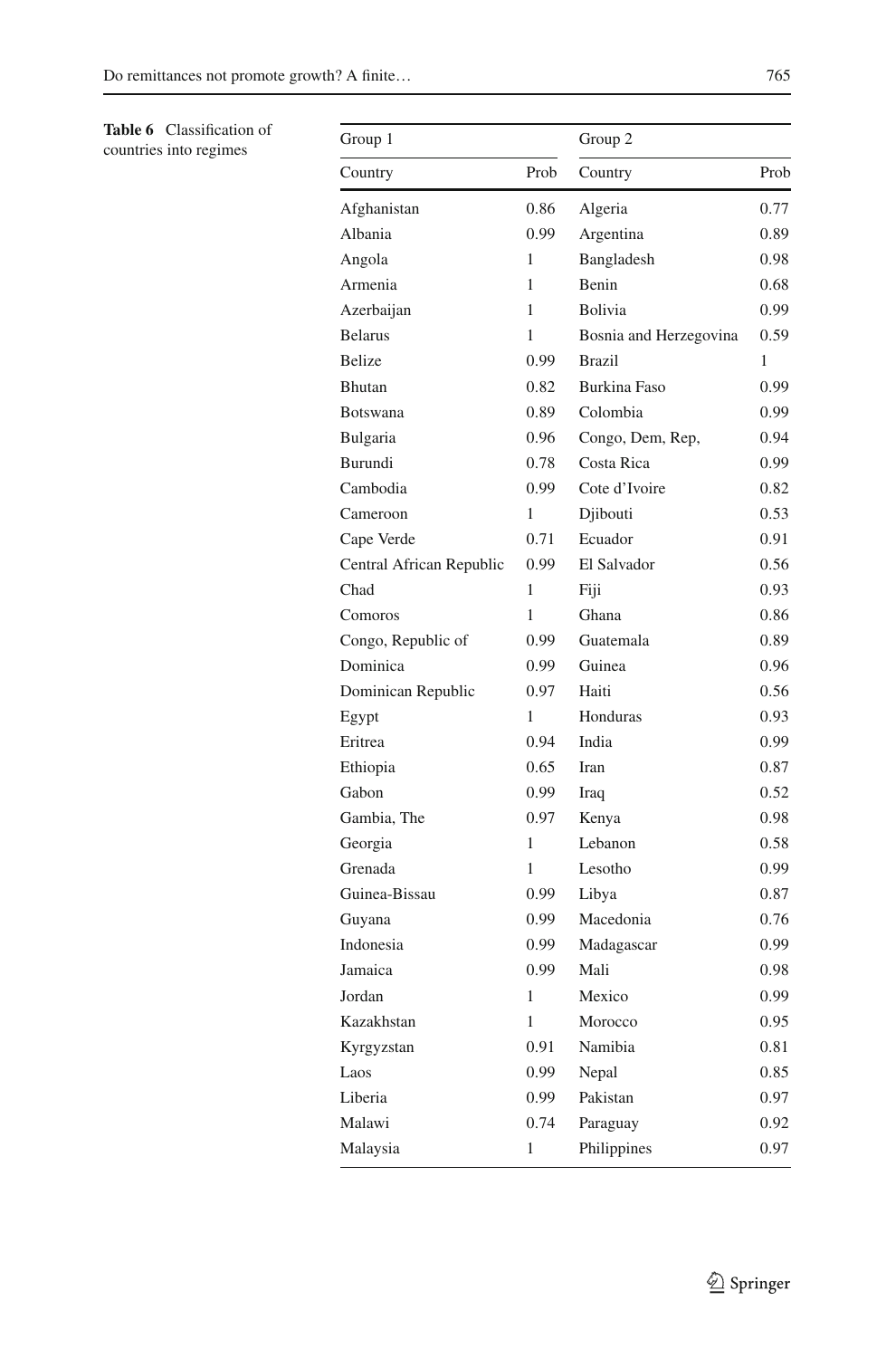**Table 6** Classification of countries into regimes

| Group 1 | | Group 2 | |
|---|---|---|---|
| Country | Prob | Country | Prob |
| Afghanistan | 0.86 | Algeria | 0.77 |
| Albania | 0.99 | Argentina | 0.89 |
| Angola | 1 | Bangladesh | 0.98 |
| Armenia | 1 | Benin | 0.68 |
| Azerbaijan | 1 | Bolivia | 0.99 |
| Belarus | 1 | Bosnia and Herzegovina | 0.59 |
| Belize | 0.99 | Brazil | 1 |
| Bhutan | 0.82 | Burkina Faso | 0.99 |
| Botswana | 0.89 | Colombia | 0.99 |
| Bulgaria | 0.96 | Congo, Dem, Rep, | 0.94 |
| Burundi | 0.78 | Costa Rica | 0.99 |
| Cambodia | 0.99 | Cote d'Ivoire | 0.82 |
| Cameroon | 1 | Djibouti | 0.53 |
| Cape Verde | 0.71 | Ecuador | 0.91 |
| Central African Republic | 0.99 | El Salvador | 0.56 |
| Chad | 1 | Fiji | 0.93 |
| Comoros | 1 | Ghana | 0.86 |
| Congo, Republic of | 0.99 | Guatemala | 0.89 |
| Dominica | 0.99 | Guinea | 0.96 |
| Dominican Republic | 0.97 | Haiti | 0.56 |
| Egypt | 1 | Honduras | 0.93 |
| Eritrea | 0.94 | India | 0.99 |
| Ethiopia | 0.65 | Iran | 0.87 |
| Gabon | 0.99 | Iraq | 0.52 |
| Gambia, The | 0.97 | Kenya | 0.98 |
| Georgia | 1 | Lebanon | 0.58 |
| Grenada | 1 | Lesotho | 0.99 |
| Guinea-Bissau | 0.99 | Libya | 0.87 |
| Guyana | 0.99 | Macedonia | 0.76 |
| Indonesia | 0.99 | Madagascar | 0.99 |
| Jamaica | 0.99 | Mali | 0.98 |
| Jordan | 1 | Mexico | 0.99 |
| Kazakhstan | 1 | Morocco | 0.95 |
| Kyrgyzstan | 0.91 | Namibia | 0.81 |
| Laos | 0.99 | Nepal | 0.85 |
| Liberia | 0.99 | Pakistan | 0.97 |
| Malawi | 0.74 | Paraguay | 0.92 |
| Malaysia | 1 | Philippines | 0.97 |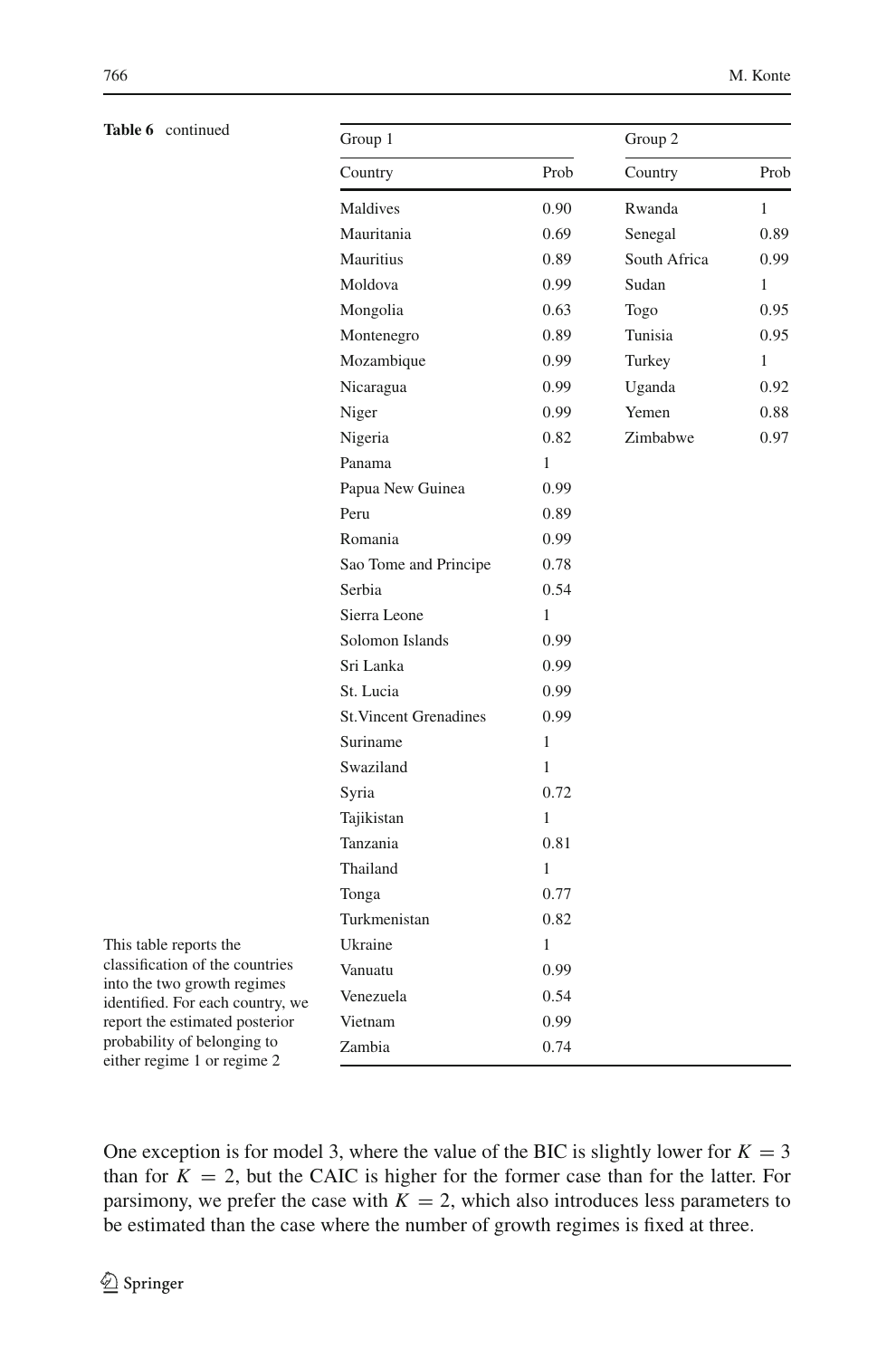**Table 6** continued

| Group 1 | | Group 2 | |
|---|---|---|---|
| Country | Prob | Country | Prob |
| Maldives | 0.90 | Rwanda | 1 |
| Mauritania | 0.69 | Senegal | 0.89 |
| Mauritius | 0.89 | South Africa | 0.99 |
| Moldova | 0.99 | Sudan | 1 |
| Mongolia | 0.63 | Togo | 0.95 |
| Montenegro | 0.89 | Tunisia | 0.95 |
| Mozambique | 0.99 | Turkey | 1 |
| Nicaragua | 0.99 | Uganda | 0.92 |
| Niger | 0.99 | Yemen | 0.88 |
| Nigeria | 0.82 | Zimbabwe | 0.97 |
| Panama | 1 | | |
| Papua New Guinea | 0.99 | | |
| Peru | 0.89 | | |
| Romania | 0.99 | | |
| Sao Tome and Principe | 0.78 | | |
| Serbia | 0.54 | | |
| Sierra Leone | 1 | | |
| Solomon Islands | 0.99 | | |
| Sri Lanka | 0.99 | | |
| St. Lucia | 0.99 | | |
| St.Vincent Grenadines | 0.99 | | |
| Suriname | 1 | | |
| Swaziland | 1 | | |
| Syria | 0.72 | | |
| Tajikistan | 1 | | |
| Tanzania | 0.81 | | |
| Thailand | 1 | | |
| Tonga | 0.77 | | |
| Turkmenistan | 0.82 | | |
| Ukraine | 1 | | |
| Vanuatu | 0.99 | | |
| Venezuela | 0.54 | | |
| Vietnam | 0.99 | | |
| Zambia | 0.74 | | |

This table reports the classification of the countries into the two growth regimes identified. For each country, we report the estimated posterior probability of belonging to either regime 1 or regime 2

One exception is for model 3, where the value of the BIC is slightly lower for $K = 3$ than for $K = 2$, but the CAIC is higher for the former case than for the latter. For parsimony, we prefer the case with $K = 2$, which also introduces less parameters to be estimated than the case where the number of growth regimes is fixed at three.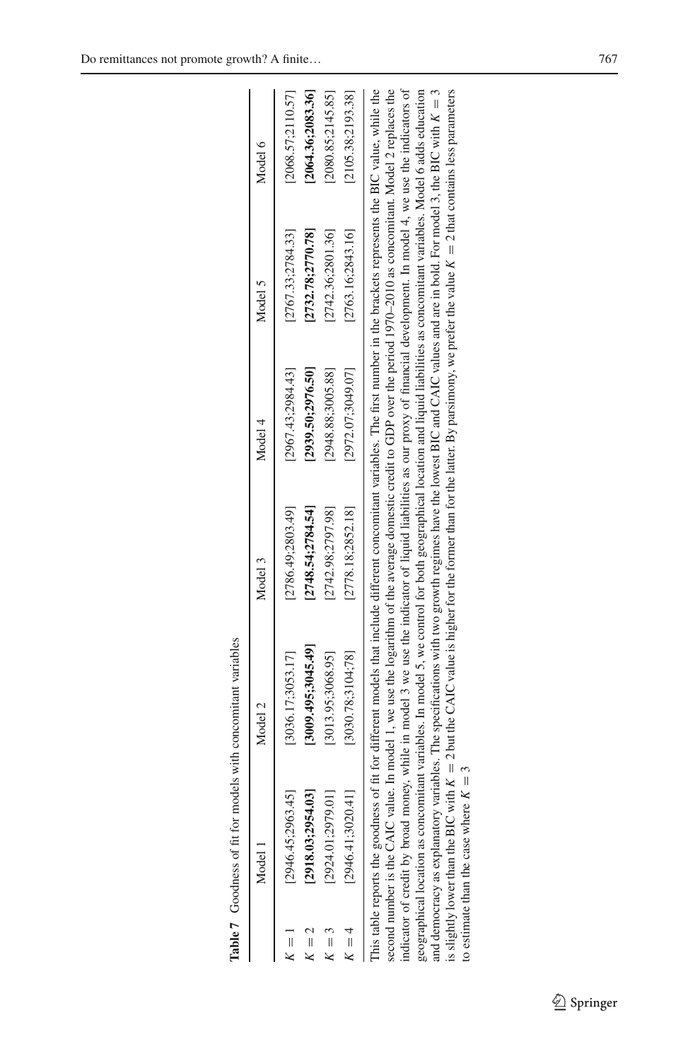**Table 7** Goodness of fit for models with concomitant variables

| | Model 1 | Model 2 | Model 3 | Model 4 | Model 5 | Model 6 |
|---|---|---|---|---|---|---|
| $K = 1$ | [2946.45;2963.45] | [3036.17;3053.17] | [2786.49;2803.49] | [2967.43;2984.43] | [2767.33;2784.33] | [2068.57;2110.57] |
| $K = 2$ | **[2918.03;2954.03]** | **[3009.495;3045.49]** | **[2748.54;2784.54]** | **[2939.50;2976.50]** | **[2732.78;2770.78]** | **[2064.36;2083.36]** |
| $K = 3$ | [2924.01;2979.01] | [3013.95;3068.95] | [2742.98;2797.98] | [2948.88;3005.88] | [2742.36;2801.36] | [2080.85;2145.85] |
| $K = 4$ | [2946.41;3020.41] | [3030.78;3104;78] | [2778.18;2852.18] | [2972.07;3049.07] | [2763.16;2843.16] | [2105.38;2193.38] |

This table reports the goodness of fit for different models that include different concomitant variables. The first number in the brackets represents the BIC value, while the second number is the CAIC value. In model 1, we use the logarithm of the average domestic credit to GDP over the period 1970–2010 as concomitant. Model 2 replaces the indicator of credit by broad money, while in model 3 we use the indicator of liquid liabilities as our proxy of financial development. In model 4, we use the indicators of geographical location as concomitant variables. In model 5, we control for both geographical location and liquid liabilities as concomitant variables. Model 6 adds education and democracy as explanatory variables. The specifications with two growth regimes have the lowest BIC and CAIC values and are in bold. For model 3, the BIC with $K = 3$ is slightly lower than the BIC with $K = 2$ but the CAIC value is higher for the former than for the latter. By parsimony, we prefer the value $K = 2$ that contains less parameters to estimate than the case where $K = 3$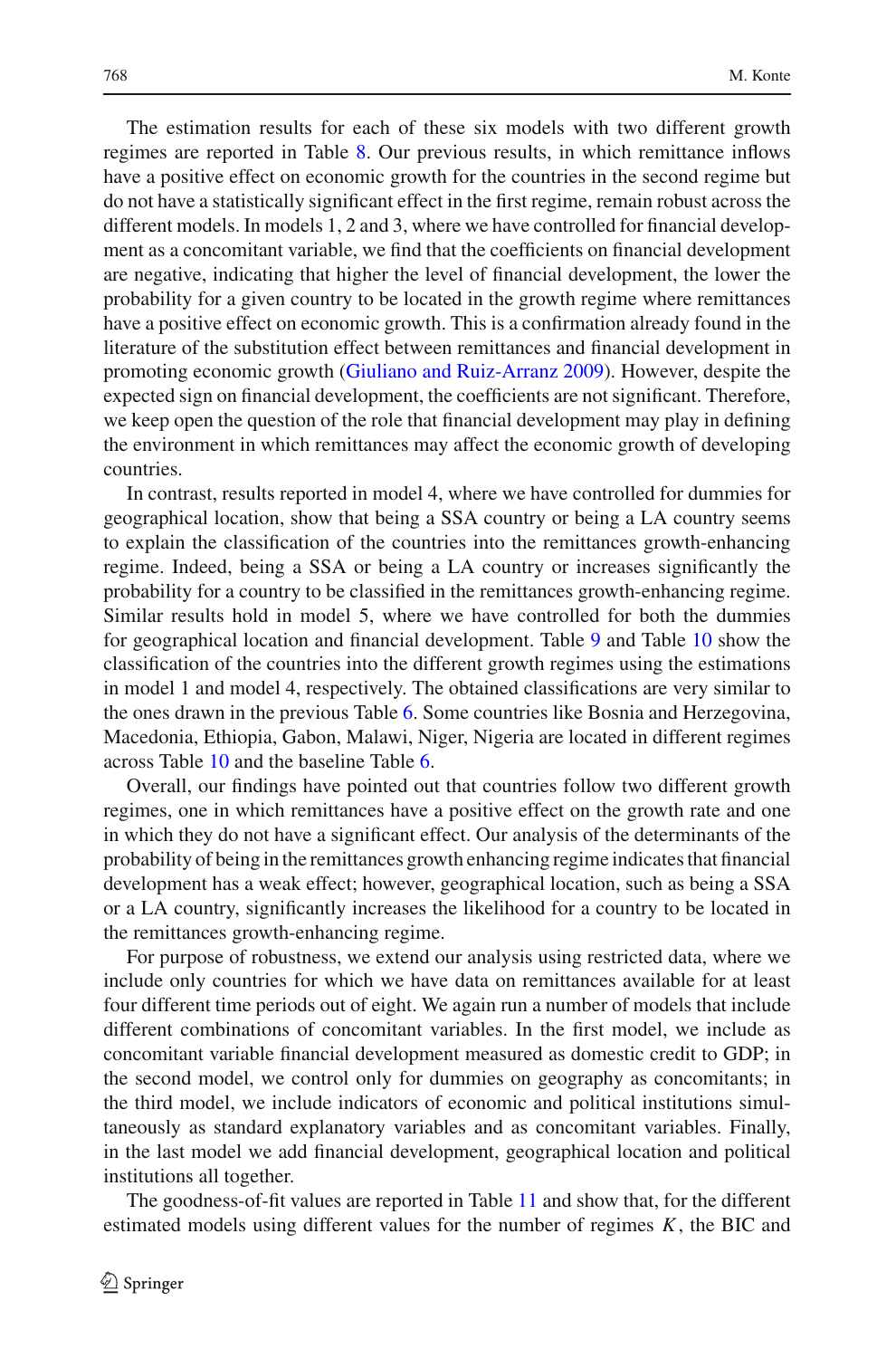The estimation results for each of these six models with two different growth regimes are reported in Table 8. Our previous results, in which remittance inflows have a positive effect on economic growth for the countries in the second regime but do not have a statistically significant effect in the first regime, remain robust across the different models. In models 1, 2 and 3, where we have controlled for financial development as a concomitant variable, we find that the coefficients on financial development are negative, indicating that higher the level of financial development, the lower the probability for a given country to be located in the growth regime where remittances have a positive effect on economic growth. This is a confirmation already found in the literature of the substitution effect between remittances and financial development in promoting economic growth (Giuliano and Ruiz-Arranz 2009). However, despite the expected sign on financial development, the coefficients are not significant. Therefore, we keep open the question of the role that financial development may play in defining the environment in which remittances may affect the economic growth of developing countries.

In contrast, results reported in model 4, where we have controlled for dummies for geographical location, show that being a SSA country or being a LA country seems to explain the classification of the countries into the remittances growth-enhancing regime. Indeed, being a SSA or being a LA country or increases significantly the probability for a country to be classified in the remittances growth-enhancing regime. Similar results hold in model 5, where we have controlled for both the dummies for geographical location and financial development. Table 9 and Table 10 show the classification of the countries into the different growth regimes using the estimations in model 1 and model 4, respectively. The obtained classifications are very similar to the ones drawn in the previous Table 6. Some countries like Bosnia and Herzegovina, Macedonia, Ethiopia, Gabon, Malawi, Niger, Nigeria are located in different regimes across Table 10 and the baseline Table 6.

Overall, our findings have pointed out that countries follow two different growth regimes, one in which remittances have a positive effect on the growth rate and one in which they do not have a significant effect. Our analysis of the determinants of the probability of being in the remittances growth enhancing regime indicates that financial development has a weak effect; however, geographical location, such as being a SSA or a LA country, significantly increases the likelihood for a country to be located in the remittances growth-enhancing regime.

For purpose of robustness, we extend our analysis using restricted data, where we include only countries for which we have data on remittances available for at least four different time periods out of eight. We again run a number of models that include different combinations of concomitant variables. In the first model, we include as concomitant variable financial development measured as domestic credit to GDP; in the second model, we control only for dummies on geography as concomitants; in the third model, we include indicators of economic and political institutions simultaneously as standard explanatory variables and as concomitant variables. Finally, in the last model we add financial development, geographical location and political institutions all together.

The goodness-of-fit values are reported in Table 11 and show that, for the different estimated models using different values for the number of regimes $K$, the BIC and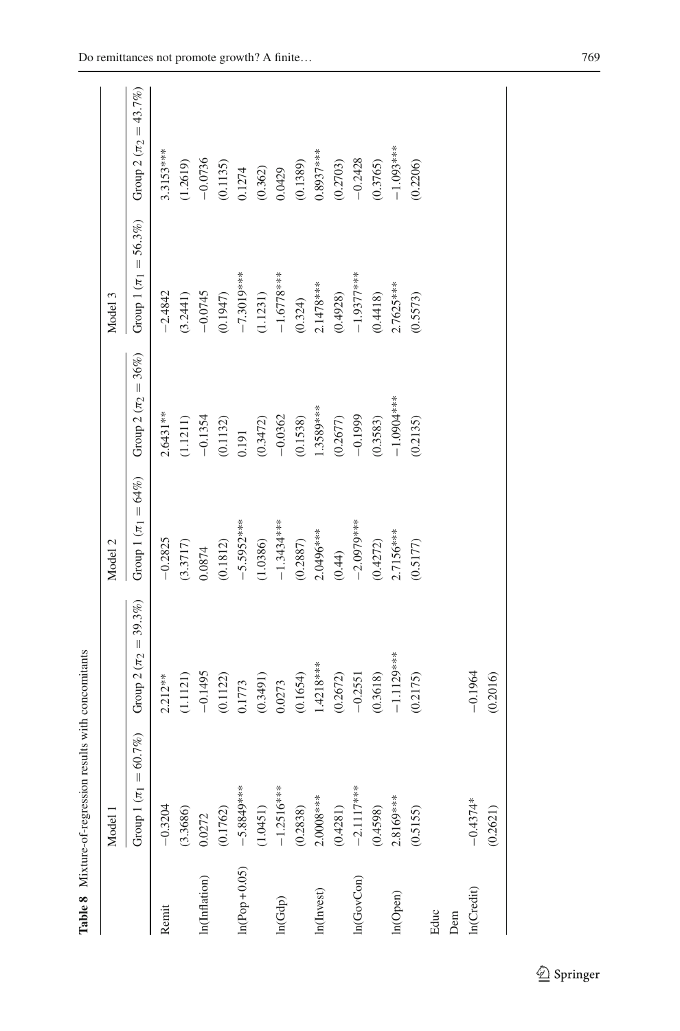**Table 8** Mixture-of-regression results with concomitants

| | Model 1 | | Model 2 | | Model 3 | |
|---|---|---|---|---|---|---|
| | Group 1 ($\pi_1 = 60.7\%$) | Group 2 ($\pi_2 = 39.3\%$) | Group 1 ($\pi_1 = 64\%$) | Group 2 ($\pi_2 = 36\%$) | Group 1 ($\pi_1 = 56.3\%$) | Group 2 ($\pi_2 = 43.7\%$) |
| Remit | −0.3204 | 2.212** | −0.2825 | 2.6431** | −2.4842 | 3.3153*** |
| | (3.3686) | (1.1121) | (3.3717) | (1.1211) | (3.2441) | (1.2619) |
| ln(Inflation) | 0.0272 | −0.1495 | 0.0874 | −0.1354 | −0.0745 | −0.0736 |
| | (0.1762) | (0.1122) | (0.1812) | (0.1132) | (0.1947) | (0.1135) |
| ln(Pop + 0.05) | −5.8849*** | 0.1773 | −5.5952*** | 0.191 | −7.3019*** | 0.1274 |
| | (1.0451) | (0.3491) | (1.0386) | (0.3472) | (1.1231) | (0.362) |
| ln(Gdp) | −1.2516*** | 0.0273 | −1.3434*** | −0.0362 | −1.6778*** | 0.0429 |
| | (0.2838) | (0.1654) | (0.2887) | (0.1538) | (0.324) | (0.1389) |
| ln(Invest) | 2.0008*** | 1.4218*** | 2.0496*** | 1.3589*** | 2.1478*** | 0.8937*** |
| | (0.4281) | (0.2672) | (0.44) | (0.2677) | (0.4928) | (0.2703) |
| ln(GovCon) | −2.1117*** | −0.2551 | −2.0979*** | −0.1999 | −1.9377*** | −0.2428 |
| | (0.4598) | (0.3618) | (0.4272) | (0.3583) | (0.4418) | (0.3765) |
| ln(Open) | 2.8169*** | −1.1129*** | 2.7156*** | −1.0904*** | 2.7625*** | −1.093*** |
| | (0.5155) | (0.2175) | (0.5177) | (0.2135) | (0.5573) | (0.2206) |
| Educ | | | | | | |
| Dem | | | | | | |
| ln(Credit) | −0.4374* | −0.1964 | | | | |
| | (0.2621) | (0.2016) | | | | |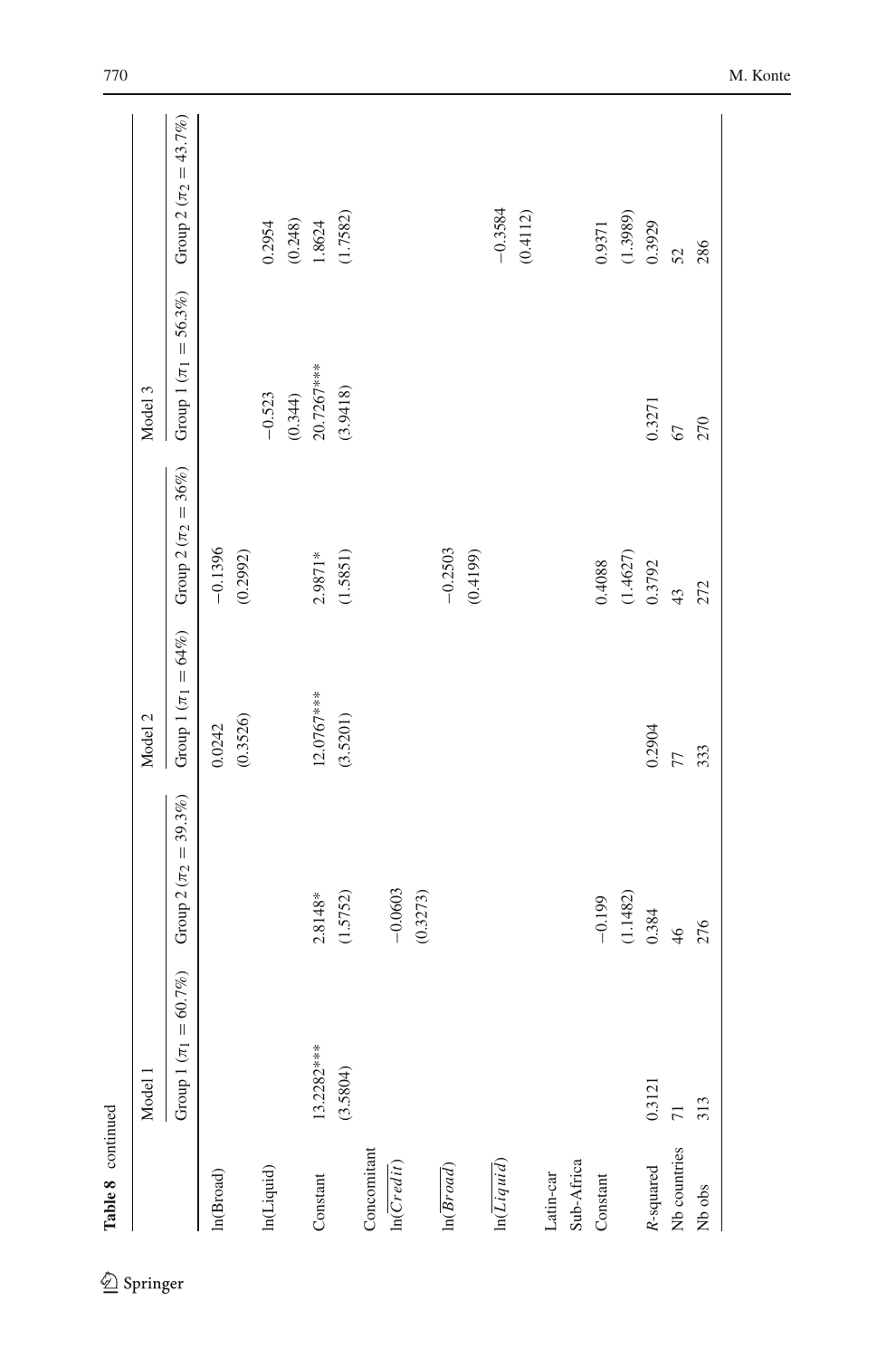**Table 8** continued

| | Model 1 | | Model 2 | | Model 3 | |
|---|---|---|---|---|---|---|
| | Group 1 ($\pi_1 = 60.7\%$) | Group 2 ($\pi_2 = 39.3\%$) | Group 1 ($\pi_1 = 64\%$) | Group 2 ($\pi_2 = 36\%$) | Group 1 ($\pi_1 = 56.3\%$) | Group 2 ($\pi_2 = 43.7\%$) |
| ln(Broad) | | | 0.0242 | −0.1396 | | |
| | | | (0.3526) | (0.2992) | | |
| ln(Liquid) | | | | | −0.523 | 0.2954 |
| | | | | | (0.344) | (0.248) |
| Constant | 13.2282*** | 2.8148* | 12.0767*** | 2.9871* | 20.7267*** | 1.8624 |
| | (3.5804) | (1.5752) | (3.5201) | (1.5851) | (3.9418) | (1.7582) |
| Concomitant | | | | | | |
| $\ln(\overline{Credit})$ | | −0.0603 | | | | |
| | | (0.3273) | | | | |
| $\ln(\overline{Broad})$ | | | | −0.2503 | | |
| | | | | (0.4199) | | |
| $\ln(\overline{Liquid})$ | | | | | | −0.3584 |
| | | | | | | (0.4112) |
| Latin-car | | | | | | |
| Sub-Africa | | | | | | |
| Constant | | −0.199 | | 0.4088 | | 0.9371 |
| | | (1.1482) | | (1.4627) | | (1.3989) |
| $R$-squared | 0.3121 | 0.384 | 0.2904 | 0.3792 | 0.3271 | 0.3929 |
| Nb countries | 71 | 46 | 77 | 43 | 67 | 52 |
| Nb obs | 313 | 276 | 333 | 272 | 270 | 286 |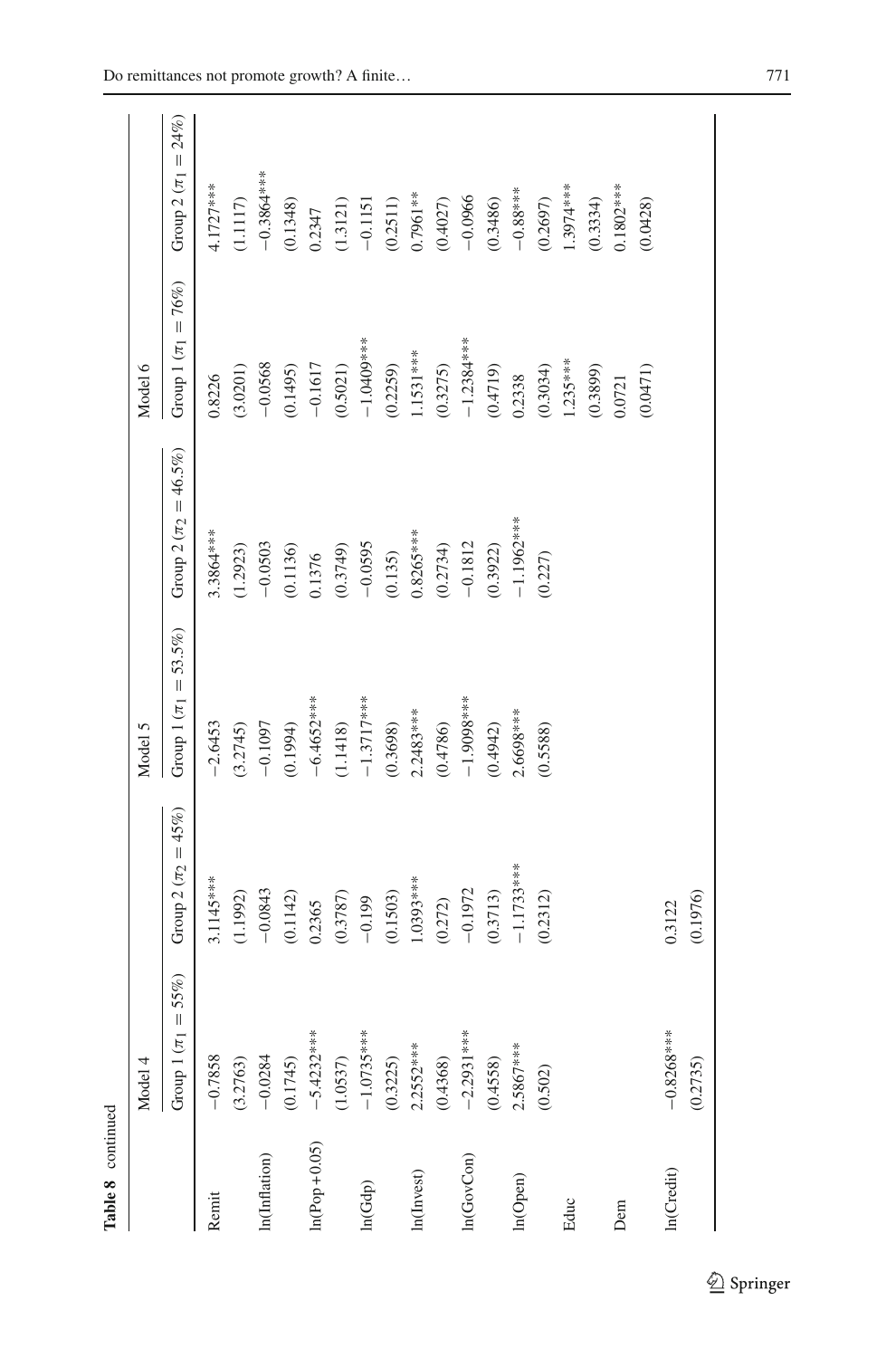**Table 8** continued

| | Model 4 | | Model 5 | | Model 6 | |
|---|---|---|---|---|---|---|
| | Group 1 ($\pi_1 = 55\%$) | Group 2 ($\pi_2 = 45\%$) | Group 1 ($\pi_1 = 53.5\%$) | Group 2 ($\pi_2 = 46.5\%$) | Group 1 ($\pi_1 = 76\%$) | Group 2 ($\pi_1 = 24\%$) |
| Remit | −0.7858 | 3.1145*** | −2.6453 | 3.3864*** | 0.8226 | 4.1727*** |
| | (3.2763) | (1.1992) | (3.2745) | (1.2923) | (3.0201) | (1.1117) |
| ln(Inflation) | −0.0284 | −0.0843 | −0.1097 | −0.0503 | −0.0568 | −0.3864*** |
| | (0.1745) | (0.1142) | (0.1994) | (0.1136) | (0.1495) | (0.1348) |
| ln(Pop+0.05) | −5.4232*** | 0.2365 | −6.4652*** | 0.1376 | −0.1617 | 0.2347 |
| | (1.0537) | (0.3787) | (1.1418) | (0.3749) | (0.5021) | (1.3121) |
| ln(Gdp) | −1.0735*** | −0.199 | −1.3717*** | −0.0595 | −1.0409*** | −0.1151 |
| | (0.3225) | (0.1503) | (0.3698) | (0.135) | (0.2259) | (0.2511) |
| ln(Invest) | 2.2552*** | 1.0393*** | 2.2483*** | 0.8265*** | 1.1531*** | 0.7961** |
| | (0.4368) | (0.272) | (0.4786) | (0.2734) | (0.3275) | (0.4027) |
| ln(GovCon) | −2.2931*** | −0.1972 | −1.9098*** | −0.1812 | −1.2384*** | −0.0966 |
| | (0.4558) | (0.3713) | (0.4942) | (0.3922) | (0.4719) | (0.3486) |
| ln(Open) | 2.5867*** | −1.1733*** | 2.6698*** | −1.1962*** | 0.2338 | −0.88*** |
| | (0.502) | (0.2312) | (0.5588) | (0.227) | (0.3034) | (0.2697) |
| Educ | | | | | 1.235*** | 1.3974*** |
| | | | | | (0.3899) | (0.3334) |
| Dem | | | | | 0.0721 | 0.1802*** |
| | | | | | (0.0471) | (0.0428) |
| ln(Credit) | −0.8268*** | 0.3122 | | | | |
| | (0.2735) | (0.1976) | | | | |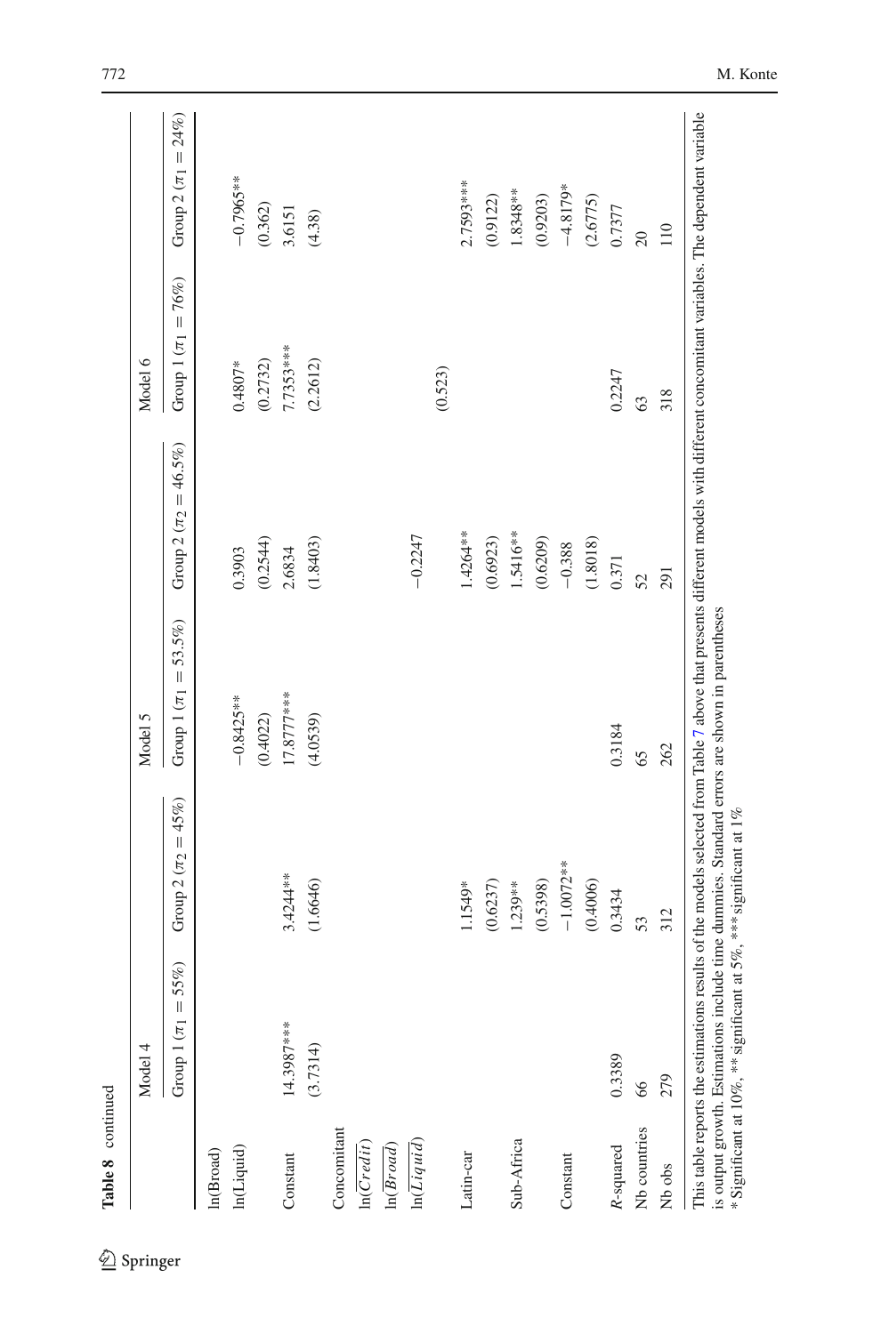**Table 8** continued

| | Model 4 | | Model 5 | | Model 6 | |
|---|---|---|---|---|---|---|
| | Group 1 ($\pi_1 = 55\%$) | Group 2 ($\pi_2 = 45\%$) | Group 1 ($\pi_1 = 53.5\%$) | Group 2 ($\pi_2 = 46.5\%$) | Group 1 ($\pi_1 = 76\%$) | Group 2 ($\pi_1 = 24\%$) |
| ln(Broad) | | | | | | |
| ln(Liquid) | | | −0.8425** | 0.3903 | 0.4807* | −0.7965** |
| | | | (0.4022) | (0.2544) | (0.2732) | (0.362) |
| Constant | 14.3987*** | 3.4244** | 17.8777*** | 2.6834 | 7.7353*** | 3.6151 |
| | (3.7314) | (1.6646) | (4.0539) | (1.8403) | (2.2612) | (4.38) |
| Concomitant | | | | | | |
| $\ln(\overline{Credit})$ | | | | | | |
| $\ln(\overline{Broad})$ | | | | | | |
| $\ln(\overline{Liquid})$ | | | | −0.2247 | | |
| | | | | | (0.523) | |
| Latin-car | | 1.1549* | | 1.4264** | | 2.7593*** |
| | | (0.6237) | | (0.6923) | | (0.9122) |
| Sub-Africa | | 1.239** | | 1.5416** | | 1.8348** |
| | | (0.5398) | | (0.6209) | | (0.9203) |
| Constant | | −1.0072** | | −0.388 | | −4.8179* |
| | | (0.4006) | | (1.8018) | | (2.6775) |
| $R$-squared | 0.3389 | 0.3434 | 0.3184 | 0.371 | 0.2247 | 0.7377 |
| Nb countries | 66 | 53 | 65 | 52 | 63 | 20 |
| Nb obs | 279 | 312 | 262 | 291 | 318 | 110 |

This table reports the estimations results of the models selected from Table 7 above that presents different models with different concomitant variables. The dependent variable is output growth. Estimations include time dummies. Standard errors are shown in parentheses

\* Significant at 10%, \*\* significant at 5%, \*\*\* significant at 1%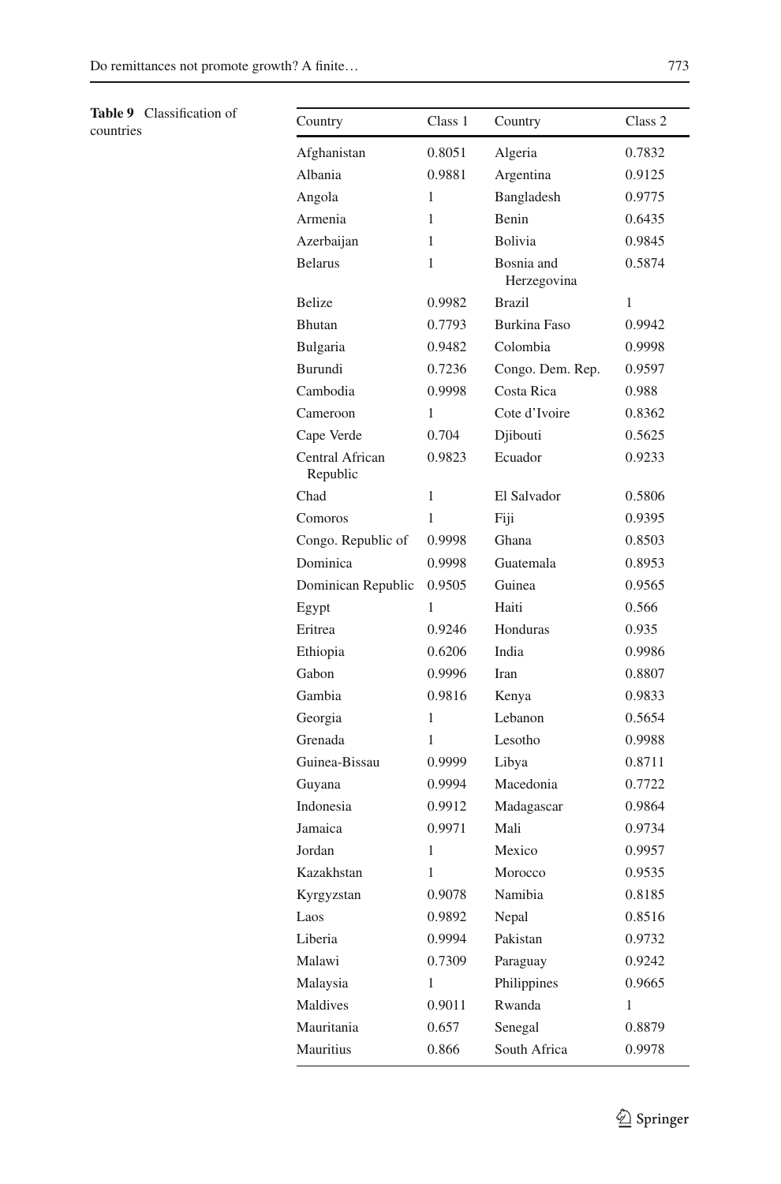**Table 9** Classification of countries

| Country | Class 1 | Country | Class 2 |
|---|---|---|---|
| Afghanistan | 0.8051 | Algeria | 0.7832 |
| Albania | 0.9881 | Argentina | 0.9125 |
| Angola | 1 | Bangladesh | 0.9775 |
| Armenia | 1 | Benin | 0.6435 |
| Azerbaijan | 1 | Bolivia | 0.9845 |
| Belarus | 1 | Bosnia and Herzegovina | 0.5874 |
| Belize | 0.9982 | Brazil | 1 |
| Bhutan | 0.7793 | Burkina Faso | 0.9942 |
| Bulgaria | 0.9482 | Colombia | 0.9998 |
| Burundi | 0.7236 | Congo. Dem. Rep. | 0.9597 |
| Cambodia | 0.9998 | Costa Rica | 0.988 |
| Cameroon | 1 | Cote d'Ivoire | 0.8362 |
| Cape Verde | 0.704 | Djibouti | 0.5625 |
| Central African Republic | 0.9823 | Ecuador | 0.9233 |
| Chad | 1 | El Salvador | 0.5806 |
| Comoros | 1 | Fiji | 0.9395 |
| Congo. Republic of | 0.9998 | Ghana | 0.8503 |
| Dominica | 0.9998 | Guatemala | 0.8953 |
| Dominican Republic | 0.9505 | Guinea | 0.9565 |
| Egypt | 1 | Haiti | 0.566 |
| Eritrea | 0.9246 | Honduras | 0.935 |
| Ethiopia | 0.6206 | India | 0.9986 |
| Gabon | 0.9996 | Iran | 0.8807 |
| Gambia | 0.9816 | Kenya | 0.9833 |
| Georgia | 1 | Lebanon | 0.5654 |
| Grenada | 1 | Lesotho | 0.9988 |
| Guinea-Bissau | 0.9999 | Libya | 0.8711 |
| Guyana | 0.9994 | Macedonia | 0.7722 |
| Indonesia | 0.9912 | Madagascar | 0.9864 |
| Jamaica | 0.9971 | Mali | 0.9734 |
| Jordan | 1 | Mexico | 0.9957 |
| Kazakhstan | 1 | Morocco | 0.9535 |
| Kyrgyzstan | 0.9078 | Namibia | 0.8185 |
| Laos | 0.9892 | Nepal | 0.8516 |
| Liberia | 0.9994 | Pakistan | 0.9732 |
| Malawi | 0.7309 | Paraguay | 0.9242 |
| Malaysia | 1 | Philippines | 0.9665 |
| Maldives | 0.9011 | Rwanda | 1 |
| Mauritania | 0.657 | Senegal | 0.8879 |
| Mauritius | 0.866 | South Africa | 0.9978 |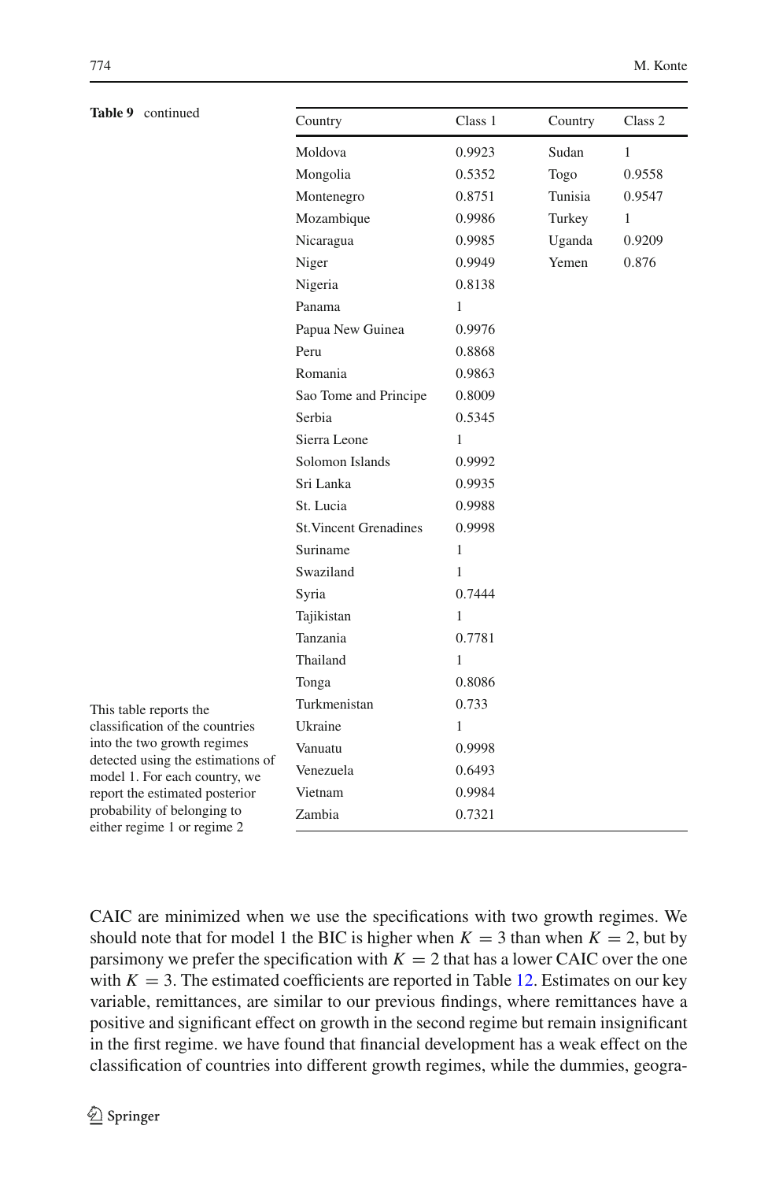**Table 9** continued

| Country | Class 1 | Country | Class 2 |
|---|---|---|---|
| Moldova | 0.9923 | Sudan | 1 |
| Mongolia | 0.5352 | Togo | 0.9558 |
| Montenegro | 0.8751 | Tunisia | 0.9547 |
| Mozambique | 0.9986 | Turkey | 1 |
| Nicaragua | 0.9985 | Uganda | 0.9209 |
| Niger | 0.9949 | Yemen | 0.876 |
| Nigeria | 0.8138 | | |
| Panama | 1 | | |
| Papua New Guinea | 0.9976 | | |
| Peru | 0.8868 | | |
| Romania | 0.9863 | | |
| Sao Tome and Principe | 0.8009 | | |
| Serbia | 0.5345 | | |
| Sierra Leone | 1 | | |
| Solomon Islands | 0.9992 | | |
| Sri Lanka | 0.9935 | | |
| St. Lucia | 0.9988 | | |
| St.Vincent Grenadines | 0.9998 | | |
| Suriname | 1 | | |
| Swaziland | 1 | | |
| Syria | 0.7444 | | |
| Tajikistan | 1 | | |
| Tanzania | 0.7781 | | |
| Thailand | 1 | | |
| Tonga | 0.8086 | | |
| Turkmenistan | 0.733 | | |
| Ukraine | 1 | | |
| Vanuatu | 0.9998 | | |
| Venezuela | 0.6493 | | |
| Vietnam | 0.9984 | | |
| Zambia | 0.7321 | | |

This table reports the classification of the countries into the two growth regimes detected using the estimations of model 1. For each country, we report the estimated posterior probability of belonging to either regime 1 or regime 2

CAIC are minimized when we use the specifications with two growth regimes. We should note that for model 1 the BIC is higher when $K = 3$ than when $K = 2$, but by parsimony we prefer the specification with $K = 2$ that has a lower CAIC over the one with $K = 3$. The estimated coefficients are reported in Table 12. Estimates on our key variable, remittances, are similar to our previous findings, where remittances have a positive and significant effect on growth in the second regime but remain insignificant in the first regime. we have found that financial development has a weak effect on the classification of countries into different growth regimes, while the dummies, geogra-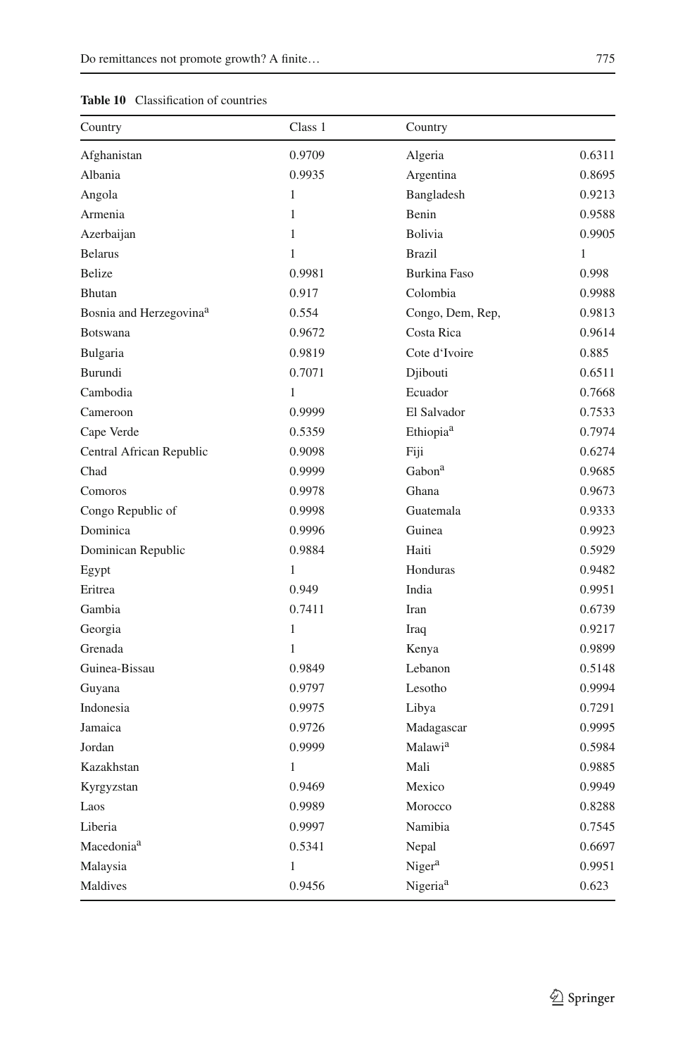**Table 10** Classification of countries

| Country | Class 1 | Country | |
|---|---|---|---|
| Afghanistan | 0.9709 | Algeria | 0.6311 |
| Albania | 0.9935 | Argentina | 0.8695 |
| Angola | 1 | Bangladesh | 0.9213 |
| Armenia | 1 | Benin | 0.9588 |
| Azerbaijan | 1 | Bolivia | 0.9905 |
| Belarus | 1 | Brazil | 1 |
| Belize | 0.9981 | Burkina Faso | 0.998 |
| Bhutan | 0.917 | Colombia | 0.9988 |
| Bosnia and Herzegovina[a] | 0.554 | Congo, Dem, Rep, | 0.9813 |
| Botswana | 0.9672 | Costa Rica | 0.9614 |
| Bulgaria | 0.9819 | Cote d'Ivoire | 0.885 |
| Burundi | 0.7071 | Djibouti | 0.6511 |
| Cambodia | 1 | Ecuador | 0.7668 |
| Cameroon | 0.9999 | El Salvador | 0.7533 |
| Cape Verde | 0.5359 | Ethiopia[a] | 0.7974 |
| Central African Republic | 0.9098 | Fiji | 0.6274 |
| Chad | 0.9999 | Gabon[a] | 0.9685 |
| Comoros | 0.9978 | Ghana | 0.9673 |
| Congo Republic of | 0.9998 | Guatemala | 0.9333 |
| Dominica | 0.9996 | Guinea | 0.9923 |
| Dominican Republic | 0.9884 | Haiti | 0.5929 |
| Egypt | 1 | Honduras | 0.9482 |
| Eritrea | 0.949 | India | 0.9951 |
| Gambia | 0.7411 | Iran | 0.6739 |
| Georgia | 1 | Iraq | 0.9217 |
| Grenada | 1 | Kenya | 0.9899 |
| Guinea-Bissau | 0.9849 | Lebanon | 0.5148 |
| Guyana | 0.9797 | Lesotho | 0.9994 |
| Indonesia | 0.9975 | Libya | 0.7291 |
| Jamaica | 0.9726 | Madagascar | 0.9995 |
| Jordan | 0.9999 | Malawi[a] | 0.5984 |
| Kazakhstan | 1 | Mali | 0.9885 |
| Kyrgyzstan | 0.9469 | Mexico | 0.9949 |
| Laos | 0.9989 | Morocco | 0.8288 |
| Liberia | 0.9997 | Namibia | 0.7545 |
| Macedonia[a] | 0.5341 | Nepal | 0.6697 |
| Malaysia | 1 | Niger[a] | 0.9951 |
| Maldives | 0.9456 | Nigeria[a] | 0.623 |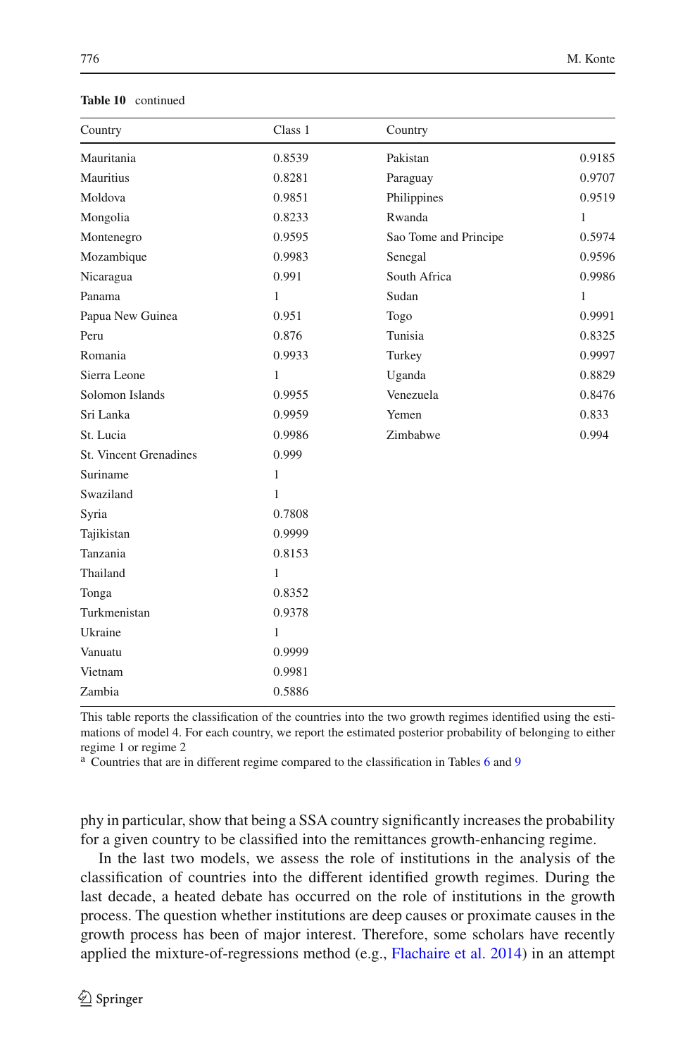**Table 10** continued

| Country | Class 1 | Country | |
|---|---|---|---|
| Mauritania | 0.8539 | Pakistan | 0.9185 |
| Mauritius | 0.8281 | Paraguay | 0.9707 |
| Moldova | 0.9851 | Philippines | 0.9519 |
| Mongolia | 0.8233 | Rwanda | 1 |
| Montenegro | 0.9595 | Sao Tome and Principe | 0.5974 |
| Mozambique | 0.9983 | Senegal | 0.9596 |
| Nicaragua | 0.991 | South Africa | 0.9986 |
| Panama | 1 | Sudan | 1 |
| Papua New Guinea | 0.951 | Togo | 0.9991 |
| Peru | 0.876 | Tunisia | 0.8325 |
| Romania | 0.9933 | Turkey | 0.9997 |
| Sierra Leone | 1 | Uganda | 0.8829 |
| Solomon Islands | 0.9955 | Venezuela | 0.8476 |
| Sri Lanka | 0.9959 | Yemen | 0.833 |
| St. Lucia | 0.9986 | Zimbabwe | 0.994 |
| St. Vincent Grenadines | 0.999 | | |
| Suriname | 1 | | |
| Swaziland | 1 | | |
| Syria | 0.7808 | | |
| Tajikistan | 0.9999 | | |
| Tanzania | 0.8153 | | |
| Thailand | 1 | | |
| Tonga | 0.8352 | | |
| Turkmenistan | 0.9378 | | |
| Ukraine | 1 | | |
| Vanuatu | 0.9999 | | |
| Vietnam | 0.9981 | | |
| Zambia | 0.5886 | | |

This table reports the classification of the countries into the two growth regimes identified using the estimations of model 4. For each country, we report the estimated posterior probability of belonging to either regime 1 or regime 2

[a] Countries that are in different regime compared to the classification in Tables 6 and 9

phy in particular, show that being a SSA country significantly increases the probability for a given country to be classified into the remittances growth-enhancing regime.

In the last two models, we assess the role of institutions in the analysis of the classification of countries into the different identified growth regimes. During the last decade, a heated debate has occurred on the role of institutions in the growth process. The question whether institutions are deep causes or proximate causes in the growth process has been of major interest. Therefore, some scholars have recently applied the mixture-of-regressions method (e.g., Flachaire et al. 2014) in an attempt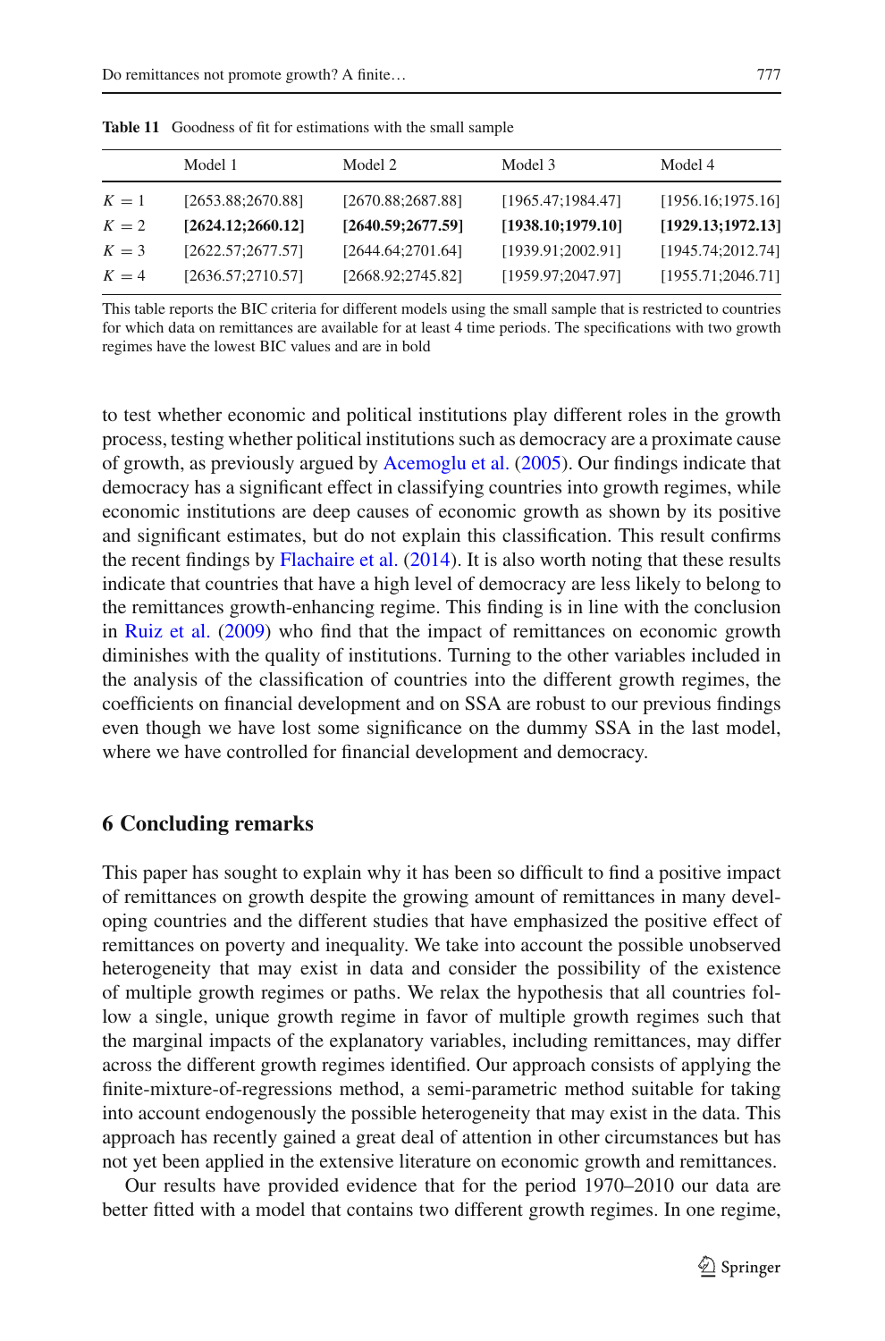**Table 11** Goodness of fit for estimations with the small sample

| | Model 1 | Model 2 | Model 3 | Model 4 |
|---|---|---|---|---|
| $K = 1$ | [2653.88;2670.88] | [2670.88;2687.88] | [1965.47;1984.47] | [1956.16;1975.16] |
| $K = 2$ | **[2624.12;2660.12]** | **[2640.59;2677.59]** | **[1938.10;1979.10]** | **[1929.13;1972.13]** |
| $K = 3$ | [2622.57;2677.57] | [2644.64;2701.64] | [1939.91;2002.91] | [1945.74;2012.74] |
| $K = 4$ | [2636.57;2710.57] | [2668.92;2745.82] | [1959.97;2047.97] | [1955.71;2046.71] |

This table reports the BIC criteria for different models using the small sample that is restricted to countries for which data on remittances are available for at least 4 time periods. The specifications with two growth regimes have the lowest BIC values and are in bold

to test whether economic and political institutions play different roles in the growth process, testing whether political institutions such as democracy are a proximate cause of growth, as previously argued by Acemoglu et al. (2005). Our findings indicate that democracy has a significant effect in classifying countries into growth regimes, while economic institutions are deep causes of economic growth as shown by its positive and significant estimates, but do not explain this classification. This result confirms the recent findings by Flachaire et al. (2014). It is also worth noting that these results indicate that countries that have a high level of democracy are less likely to belong to the remittances growth-enhancing regime. This finding is in line with the conclusion in Ruiz et al. (2009) who find that the impact of remittances on economic growth diminishes with the quality of institutions. Turning to the other variables included in the analysis of the classification of countries into the different growth regimes, the coefficients on financial development and on SSA are robust to our previous findings even though we have lost some significance on the dummy SSA in the last model, where we have controlled for financial development and democracy.

## 6 Concluding remarks

This paper has sought to explain why it has been so difficult to find a positive impact of remittances on growth despite the growing amount of remittances in many developing countries and the different studies that have emphasized the positive effect of remittances on poverty and inequality. We take into account the possible unobserved heterogeneity that may exist in data and consider the possibility of the existence of multiple growth regimes or paths. We relax the hypothesis that all countries follow a single, unique growth regime in favor of multiple growth regimes such that the marginal impacts of the explanatory variables, including remittances, may differ across the different growth regimes identified. Our approach consists of applying the finite-mixture-of-regressions method, a semi-parametric method suitable for taking into account endogenously the possible heterogeneity that may exist in the data. This approach has recently gained a great deal of attention in other circumstances but has not yet been applied in the extensive literature on economic growth and remittances.

Our results have provided evidence that for the period 1970–2010 our data are better fitted with a model that contains two different growth regimes. In one regime,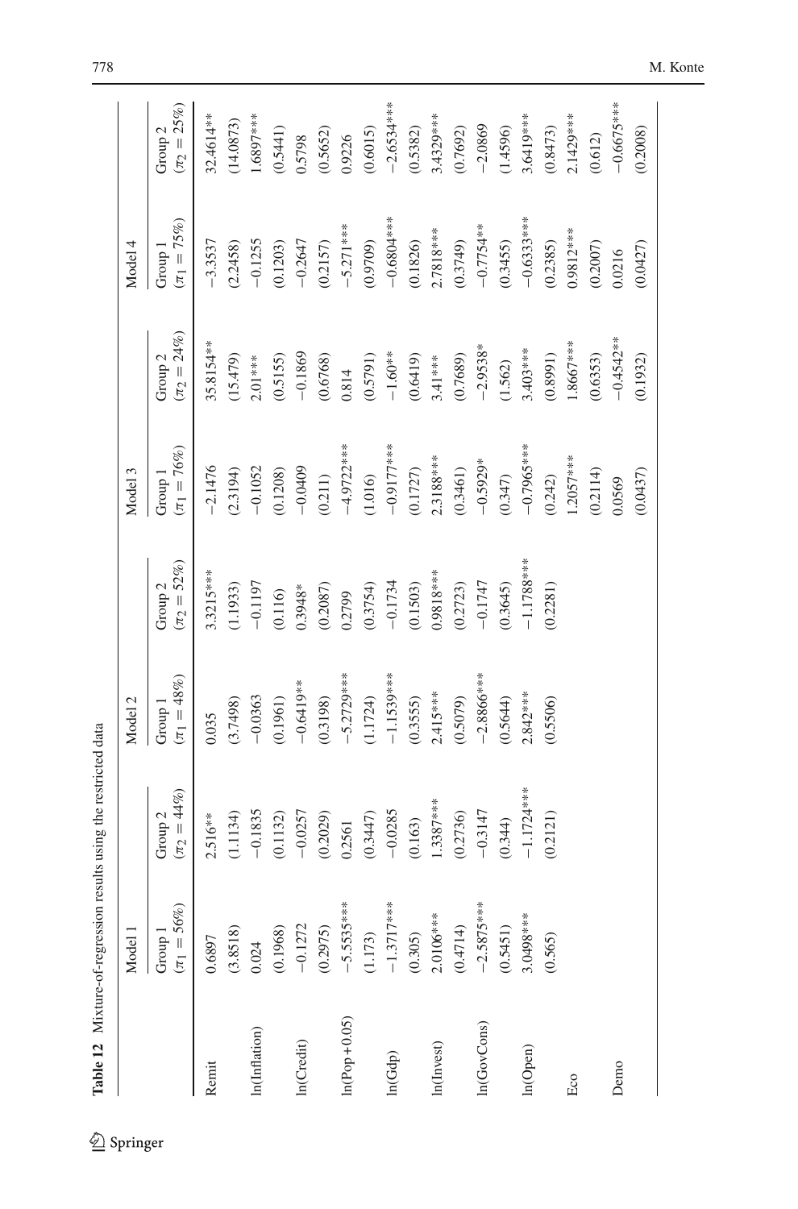**Table 12** Mixture-of-regression results using the restricted data

| | Model 1 | | Model 2 | | Model 3 | | Model 4 | |
|---|---|---|---|---|---|---|---|---|
| | Group 1 ($\pi_1 = 56\%$) | Group 2 ($\pi_2 = 44\%$) | Group 1 ($\pi_1 = 48\%$) | Group 2 ($\pi_2 = 52\%$) | Group 1 ($\pi_1 = 76\%$) | Group 2 ($\pi_2 = 24\%$) | Group 1 ($\pi_1 = 75\%$) | Group 2 ($\pi_2 = 25\%$) |
| Remit | 0.6897 | 2.516** | 0.035 | 3.3215*** | −2.1476 | 35.8154** | −3.3537 | 32.4614** |
| | (3.8518) | (1.1134) | (3.7498) | (1.1933) | (2.3194) | (15.479) | (2.2458) | (14.0873) |
| ln(Inflation) | 0.024 | −0.1835 | −0.0363 | −0.1197 | −0.1052 | 2.01*** | −0.1255 | 1.6897*** |
| | (0.1968) | (0.1132) | (0.1961) | (0.116) | (0.1208) | (0.5155) | (0.1203) | (0.5441) |
| ln(Credit) | −0.1272 | −0.0257 | −0.6419** | 0.3948* | −0.0409 | −0.1869 | −0.2647 | 0.5798 |
| | (0.2975) | (0.2029) | (0.3198) | (0.2087) | (0.211) | (0.6768) | (0.2157) | (0.5652) |
| ln(Pop + 0.05) | −5.5535*** | 0.2561 | −5.2729*** | 0.2799 | −4.9722*** | 0.814 | −5.271*** | 0.9226 |
| | (1.173) | (0.3447) | (1.1724) | (0.3754) | (1.016) | (0.5791) | (0.9709) | (0.6015) |
| ln(Gdp) | −1.3717*** | −0.0285 | −1.1539*** | −0.1734 | −0.9177*** | −1.60** | −0.6804*** | −2.6534*** |
| | (0.305) | (0.163) | (0.3555) | (0.1503) | (0.1727) | (0.6419) | (0.1826) | (0.5382) |
| ln(Invest) | 2.0106*** | 1.3387*** | 2.415*** | 0.9818*** | 2.3188*** | 3.41*** | 2.7818*** | 3.4329*** |
| | (0.4714) | (0.2736) | (0.5079) | (0.2723) | (0.3461) | (0.7689) | (0.3749) | (0.7692) |
| ln(GovCons) | −2.5875*** | −0.3147 | −2.8866*** | −0.1747 | −0.5929* | −2.9538* | −0.7754** | −2.0869 |
| | (0.5451) | (0.344) | (0.5644) | (0.3645) | (0.347) | (1.562) | (0.3455) | (1.4596) |
| ln(Open) | 3.0498*** | −1.1724*** | 2.842*** | −1.1788*** | −0.7965*** | 3.403*** | −0.6333*** | 3.6419*** |
| | (0.565) | (0.2121) | (0.5506) | (0.2281) | (0.242) | (0.8991) | (0.2385) | (0.8473) |
| Eco | | | | | 1.2057*** | 1.8667*** | 0.9812*** | 2.1429*** |
| | | | | | (0.2114) | (0.6353) | (0.2007) | (0.612) |
| Demo | | | | | 0.0569 | −0.4542** | 0.0216 | −0.6675*** |
| | | | | | (0.0437) | (0.1932) | (0.0427) | (0.2008) |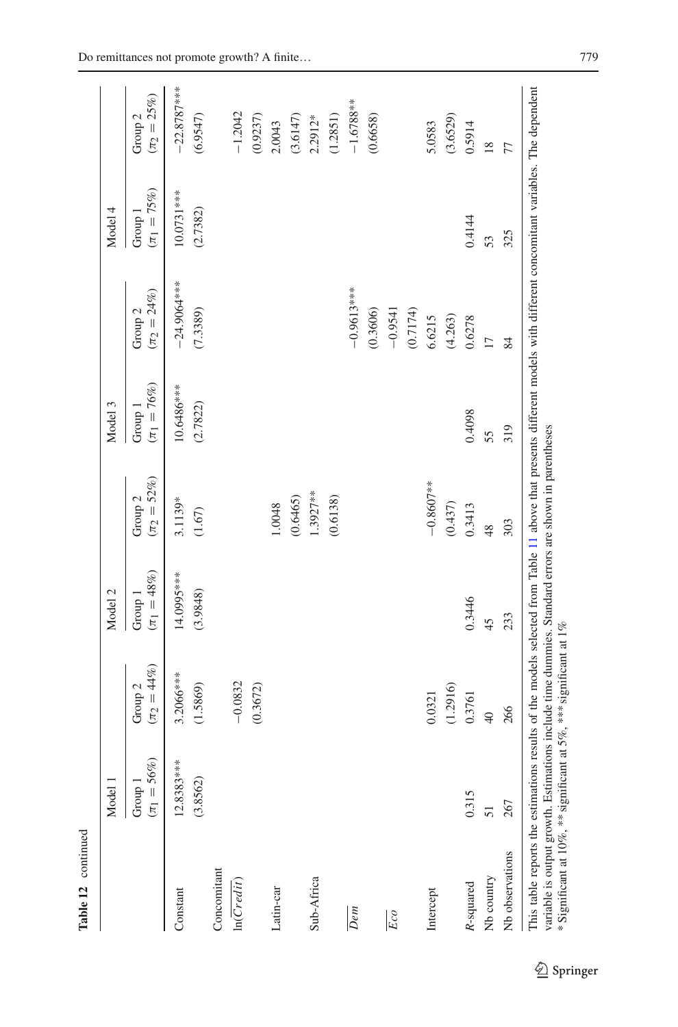**Table 12** continued

| | Model 1 | | Model 2 | | Model 3 | | Model 4 | |
|---|---|---|---|---|---|---|---|---|
| | Group 1 ($\pi_1 = 56\%$) | Group 2 ($\pi_2 = 44\%$) | Group 1 ($\pi_1 = 48\%$) | Group 2 ($\pi_2 = 52\%$) | Group 1 ($\pi_1 = 76\%$) | Group 2 ($\pi_2 = 24\%$) | Group 1 ($\pi_1 = 75\%$) | Group 2 ($\pi_2 = 25\%$) |
| Constant | 12.8383*** | 3.2066*** | 14.0995*** | 3.1139* | 10.6486*** | −24.9064*** | 10.0731*** | −22.8787*** |
| | (3.8562) | (1.5869) | (3.9848) | (1.67) | (2.7822) | (7.3389) | (2.7382) | (6.9547) |
| Concomitant | | | | | | | | |
| $\ln(Credit)$ | | −0.0832 | | | | | | −1.2042 |
| | | (0.3672) | | | | | | (0.9237) |
| Latin-car | | | | 1.0048 | | | | 2.0043 |
| | | | | (0.6465) | | | | (3.6147) |
| Sub-Africa | | | | 1.3927** | | | | 2.2912* |
| | | | | (0.6138) | | | | (1.2851) |
| $\overline{Dem}$ | | | | | | −0.9613*** | | −1.6788** |
| | | | | | | (0.3606) | | (0.6658) |
| $\overline{Eco}$ | | | | | | −0.9541 | | |
| | | | | | | (0.7174) | | |
| Intercept | | 0.0321 | | −0.8607** | | 6.6215 | | 5.0583 |
| | | (1.2916) | | (0.437) | | (4.263) | | (3.6529) |
| $R$-squared | 0.315 | 0.3761 | 0.3446 | 0.3413 | 0.4098 | 0.6278 | 0.4144 | 0.5914 |
| Nb country | 51 | 40 | 45 | 48 | 55 | 17 | 53 | 18 |
| Nb observations | 267 | 266 | 233 | 303 | 319 | 84 | 325 | 77 |

This table reports the estimations results of the models selected from Table 11 above that presents different models with different concomitant variables. The dependent variable is output growth. Estimations include time dummies. Standard errors are shown in parentheses

* Significant at 10%, ** significant at 5%, *** significant at 1%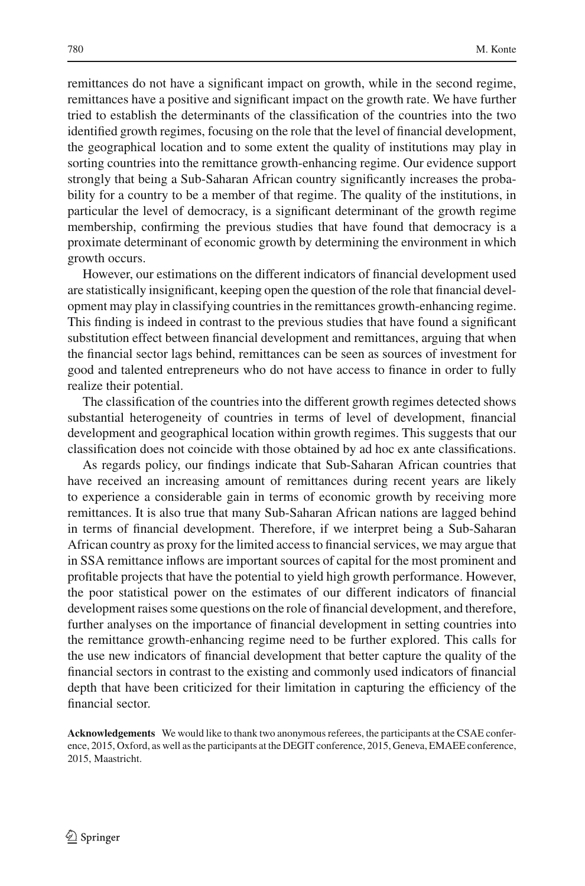remittances do not have a significant impact on growth, while in the second regime, remittances have a positive and significant impact on the growth rate. We have further tried to establish the determinants of the classification of the countries into the two identified growth regimes, focusing on the role that the level of financial development, the geographical location and to some extent the quality of institutions may play in sorting countries into the remittance growth-enhancing regime. Our evidence support strongly that being a Sub-Saharan African country significantly increases the probability for a country to be a member of that regime. The quality of the institutions, in particular the level of democracy, is a significant determinant of the growth regime membership, confirming the previous studies that have found that democracy is a proximate determinant of economic growth by determining the environment in which growth occurs.

However, our estimations on the different indicators of financial development used are statistically insignificant, keeping open the question of the role that financial development may play in classifying countries in the remittances growth-enhancing regime. This finding is indeed in contrast to the previous studies that have found a significant substitution effect between financial development and remittances, arguing that when the financial sector lags behind, remittances can be seen as sources of investment for good and talented entrepreneurs who do not have access to finance in order to fully realize their potential.

The classification of the countries into the different growth regimes detected shows substantial heterogeneity of countries in terms of level of development, financial development and geographical location within growth regimes. This suggests that our classification does not coincide with those obtained by ad hoc ex ante classifications.

As regards policy, our findings indicate that Sub-Saharan African countries that have received an increasing amount of remittances during recent years are likely to experience a considerable gain in terms of economic growth by receiving more remittances. It is also true that many Sub-Saharan African nations are lagged behind in terms of financial development. Therefore, if we interpret being a Sub-Saharan African country as proxy for the limited access to financial services, we may argue that in SSA remittance inflows are important sources of capital for the most prominent and profitable projects that have the potential to yield high growth performance. However, the poor statistical power on the estimates of our different indicators of financial development raises some questions on the role of financial development, and therefore, further analyses on the importance of financial development in setting countries into the remittance growth-enhancing regime need to be further explored. This calls for the use new indicators of financial development that better capture the quality of the financial sectors in contrast to the existing and commonly used indicators of financial depth that have been criticized for their limitation in capturing the efficiency of the financial sector.

**Acknowledgements** We would like to thank two anonymous referees, the participants at the CSAE conference, 2015, Oxford, as well as the participants at the DEGIT conference, 2015, Geneva, EMAEE conference, 2015, Maastricht.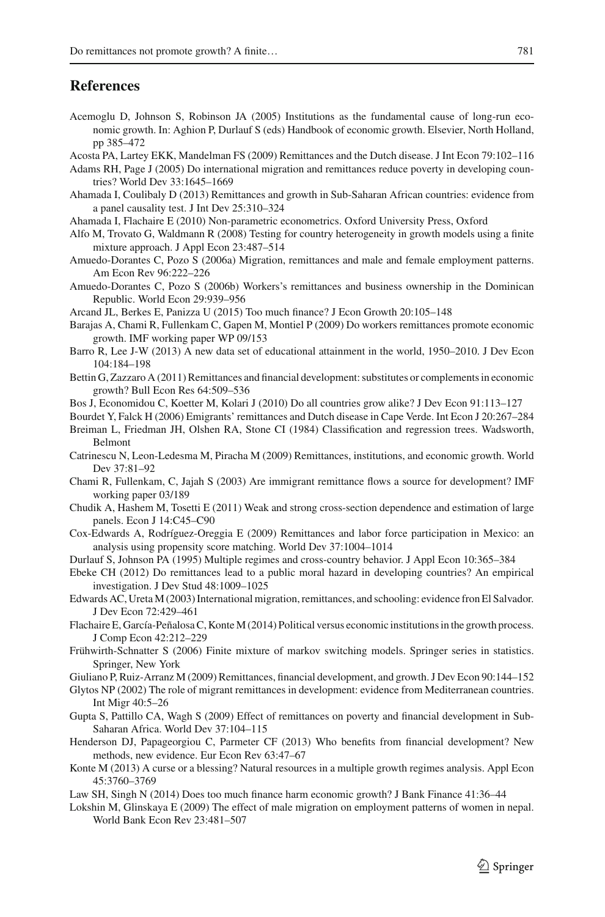## References

Acemoglu D, Johnson S, Robinson JA (2005) Institutions as the fundamental cause of long-run economic growth. In: Aghion P, Durlauf S (eds) Handbook of economic growth. Elsevier, North Holland, pp 385–472

Acosta PA, Lartey EKK, Mandelman FS (2009) Remittances and the Dutch disease. J Int Econ 79:102–116

Adams RH, Page J (2005) Do international migration and remittances reduce poverty in developing countries? World Dev 33:1645–1669

Ahamada I, Coulibaly D (2013) Remittances and growth in Sub-Saharan African countries: evidence from a panel causality test. J Int Dev 25:310–324

Ahamada I, Flachaire E (2010) Non-parametric econometrics. Oxford University Press, Oxford

Alfo M, Trovato G, Waldmann R (2008) Testing for country heterogeneity in growth models using a finite mixture approach. J Appl Econ 23:487–514

Amuedo-Dorantes C, Pozo S (2006a) Migration, remittances and male and female employment patterns. Am Econ Rev 96:222–226

Amuedo-Dorantes C, Pozo S (2006b) Workers's remittances and business ownership in the Dominican Republic. World Econ 29:939–956

Arcand JL, Berkes E, Panizza U (2015) Too much finance? J Econ Growth 20:105–148

Barajas A, Chami R, Fullenkam C, Gapen M, Montiel P (2009) Do workers remittances promote economic growth. IMF working paper WP 09/153

Barro R, Lee J-W (2013) A new data set of educational attainment in the world, 1950–2010. J Dev Econ 104:184–198

Bettin G, Zazzaro A (2011) Remittances and financial development: substitutes or complements in economic growth? Bull Econ Res 64:509–536

Bos J, Economidou C, Koetter M, Kolari J (2010) Do all countries grow alike? J Dev Econ 91:113–127

Bourdet Y, Falck H (2006) Emigrants' remittances and Dutch disease in Cape Verde. Int Econ J 20:267–284

Breiman L, Friedman JH, Olshen RA, Stone CI (1984) Classification and regression trees. Wadsworth, Belmont

Catrinescu N, Leon-Ledesma M, Piracha M (2009) Remittances, institutions, and economic growth. World Dev 37:81–92

Chami R, Fullenkam, C, Jajah S (2003) Are immigrant remittance flows a source for development? IMF working paper 03/189

Chudik A, Hashem M, Tosetti E (2011) Weak and strong cross-section dependence and estimation of large panels. Econ J 14:C45–C90

Cox-Edwards A, Rodríguez-Oreggia E (2009) Remittances and labor force participation in Mexico: an analysis using propensity score matching. World Dev 37:1004–1014

Durlauf S, Johnson PA (1995) Multiple regimes and cross-country behavior. J Appl Econ 10:365–384

Ebeke CH (2012) Do remittances lead to a public moral hazard in developing countries? An empirical investigation. J Dev Stud 48:1009–1025

Edwards AC, Ureta M (2003) International migration, remittances, and schooling: evidence fron El Salvador. J Dev Econ 72:429–461

Flachaire E, García-Peñalosa C, Konte M (2014) Political versus economic institutions in the growth process. J Comp Econ 42:212–229

Frühwirth-Schnatter S (2006) Finite mixture of markov switching models. Springer series in statistics. Springer, New York

Giuliano P, Ruiz-Arranz M (2009) Remittances, financial development, and growth. J Dev Econ 90:144–152

Glytos NP (2002) The role of migrant remittances in development: evidence from Mediterranean countries. Int Migr 40:5–26

Gupta S, Pattillo CA, Wagh S (2009) Effect of remittances on poverty and financial development in Sub-Saharan Africa. World Dev 37:104–115

Henderson DJ, Papageorgiou C, Parmeter CF (2013) Who benefits from financial development? New methods, new evidence. Eur Econ Rev 63:47–67

Konte M (2013) A curse or a blessing? Natural resources in a multiple growth regimes analysis. Appl Econ 45:3760–3769

Law SH, Singh N (2014) Does too much finance harm economic growth? J Bank Finance 41:36–44

Lokshin M, Glinskaya E (2009) The effect of male migration on employment patterns of women in nepal. World Bank Econ Rev 23:481–507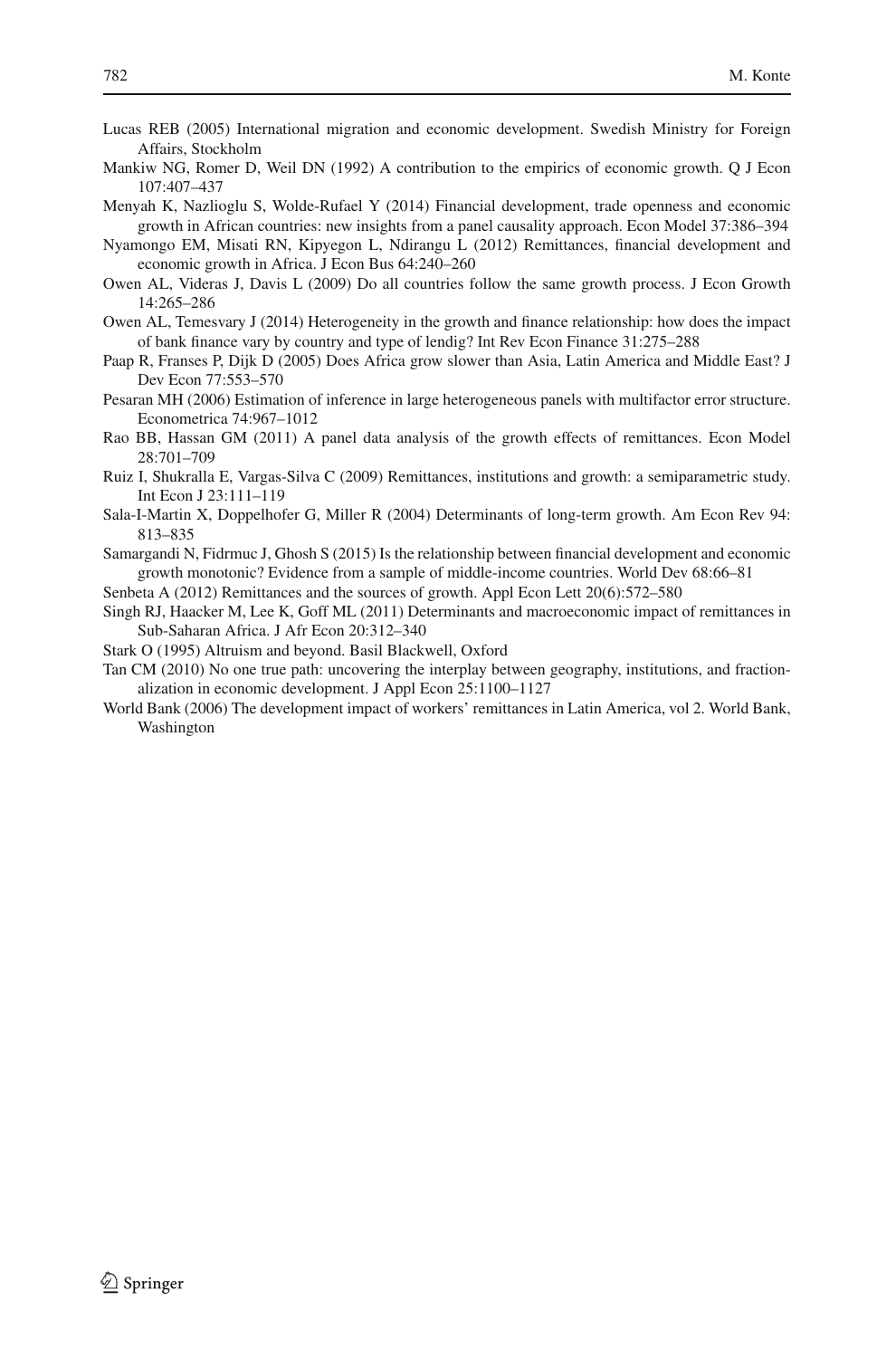Lucas REB (2005) International migration and economic development. Swedish Ministry for Foreign Affairs, Stockholm

Mankiw NG, Romer D, Weil DN (1992) A contribution to the empirics of economic growth. Q J Econ 107:407–437

Menyah K, Nazlioglu S, Wolde-Rufael Y (2014) Financial development, trade openness and economic growth in African countries: new insights from a panel causality approach. Econ Model 37:386–394

Nyamongo EM, Misati RN, Kipyegon L, Ndirangu L (2012) Remittances, financial development and economic growth in Africa. J Econ Bus 64:240–260

Owen AL, Videras J, Davis L (2009) Do all countries follow the same growth process. J Econ Growth 14:265–286

Owen AL, Temesvary J (2014) Heterogeneity in the growth and finance relationship: how does the impact of bank finance vary by country and type of lendig? Int Rev Econ Finance 31:275–288

Paap R, Franses P, Dijk D (2005) Does Africa grow slower than Asia, Latin America and Middle East? J Dev Econ 77:553–570

Pesaran MH (2006) Estimation of inference in large heterogeneous panels with multifactor error structure. Econometrica 74:967–1012

Rao BB, Hassan GM (2011) A panel data analysis of the growth effects of remittances. Econ Model 28:701–709

Ruiz I, Shukralla E, Vargas-Silva C (2009) Remittances, institutions and growth: a semiparametric study. Int Econ J 23:111–119

Sala-I-Martin X, Doppelhofer G, Miller R (2004) Determinants of long-term growth. Am Econ Rev 94: 813–835

Samargandi N, Fidrmuc J, Ghosh S (2015) Is the relationship between financial development and economic growth monotonic? Evidence from a sample of middle-income countries. World Dev 68:66–81

Senbeta A (2012) Remittances and the sources of growth. Appl Econ Lett 20(6):572–580

Singh RJ, Haacker M, Lee K, Goff ML (2011) Determinants and macroeconomic impact of remittances in Sub-Saharan Africa. J Afr Econ 20:312–340

Stark O (1995) Altruism and beyond. Basil Blackwell, Oxford

Tan CM (2010) No one true path: uncovering the interplay between geography, institutions, and fractionalization in economic development. J Appl Econ 25:1100–1127

World Bank (2006) The development impact of workers' remittances in Latin America, vol 2. World Bank, Washington